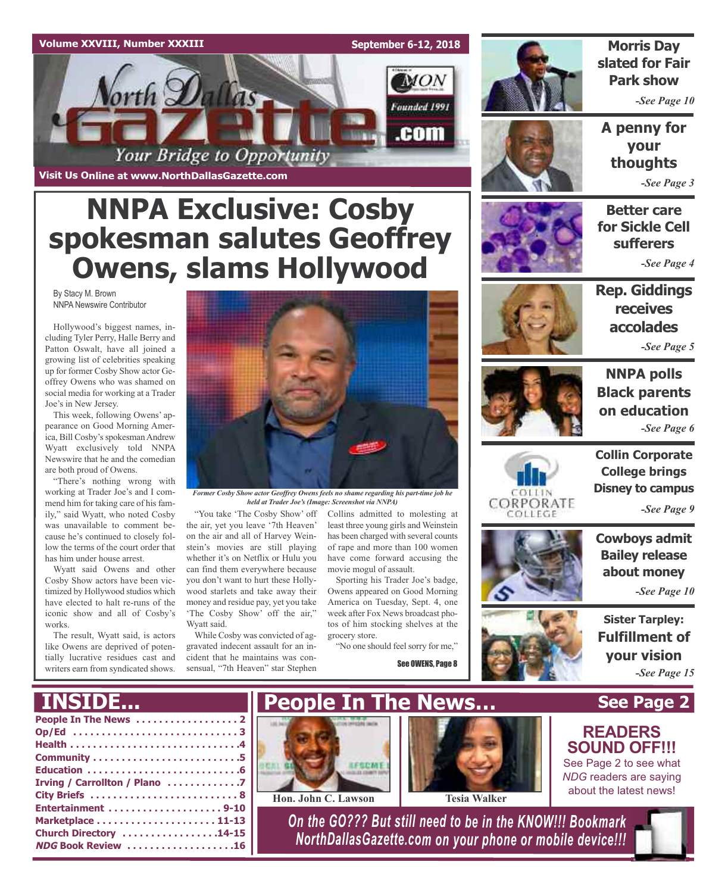Volume XXVIII, Number XXXIII

September 6-12, 2018

# North Dallas Gazette

Your Bridge to Opportunity

Founded 1991

.com

Visit Us Online at www.NorthDallasGazette.com

# NNPA Exclusive: Cosby spokesman salutes Geoffrey Owens, slams Hollywood

By Stacy M. Brown
NNPA Newswire Contributor

Hollywood's biggest names, including Tyler Perry, Halle Berry and Patton Oswalt, have all joined a growing list of celebrities speaking up for former Cosby Show actor Geoffrey Owens who was shamed on social media for working at a Trader Joe's in New Jersey.

This week, following Owens' appearance on Good Morning America, Bill Cosby's spokesman Andrew Wyatt exclusively told NNPA Newswire that he and the comedian are both proud of Owens.

"There's nothing wrong with working at Trader Joe's and I commend him for taking care of his family," said Wyatt, who noted Cosby was unavailable to comment because he's continued to closely follow the terms of the court order that has him under house arrest.

Wyatt said Owens and other Cosby Show actors have been victimized by Hollywood studios which have elected to halt re-runs of the iconic show and all of Cosby's works.

The result, Wyatt said, is actors like Owens are deprived of potentially lucrative residues cast and writers earn from syndicated shows.

"You take 'The Cosby Show' off the air, yet you leave '7th Heaven' on the air and all of Harvey Weinstein's movies are still playing whether it's on Netflix or Hulu you can find them everywhere because you don't want to hurt these Hollywood starlets and take away their money and residue pay, yet you take 'The Cosby Show' off the air," Wyatt said.

While Cosby was convicted of aggravated indecent assault for an incident that he maintains was consensual, "7th Heaven" star Stephen Collins admitted to molesting at least three young girls and Weinstein has been charged with several counts of rape and more than 100 women have come forward accusing the movie mogul of assault.

Sporting his Trader Joe's badge, Owens appeared on Good Morning America on Tuesday, Sept. 4, one week after Fox News broadcast photos of him stocking shelves at the grocery store.

"No one should feel sorry for me,"

See OWENS, Page 8

*Former Cosby Show actor Geoffrey Owens feels no shame regarding his part-time job he held at Trader Joe's (Image: Screenshot via NNPA)*

**Morris Day slated for Fair Park show**
*-See Page 10*

**A penny for your thoughts**
*-See Page 3*

**Better care for Sickle Cell sufferers**
*-See Page 4*

**Rep. Giddings receives accolades**
*-See Page 5*

**NNPA polls Black parents on education**
*-See Page 6*

**Collin Corporate College brings Disney to campus**
*-See Page 9*

**Cowboys admit Bailey release about money**
*-See Page 10*

**Sister Tarpley: Fulfillment of your vision**
*-See Page 15*

## INSIDE...

- People In The News ..... 2
- Op/Ed ..... 3
- Health ..... 4
- Community ..... 5
- Education ..... 6
- Irving / Carrollton / Plano ..... 7
- City Briefs ..... 8
- Entertainment ..... 9-10
- Marketplace ..... 11-13
- Church Directory ..... 14-15
- *NDG* Book Review ..... 16

## People In The News... See Page 2

Hon. John C. Lawson

Tesia Walker

**READERS SOUND OFF!!!**
See Page 2 to see what *NDG* readers are saying about the latest news!

*On the GO??? But still need to be in the KNOW!!! Bookmark NorthDallasGazette.com on your phone or mobile device!!!*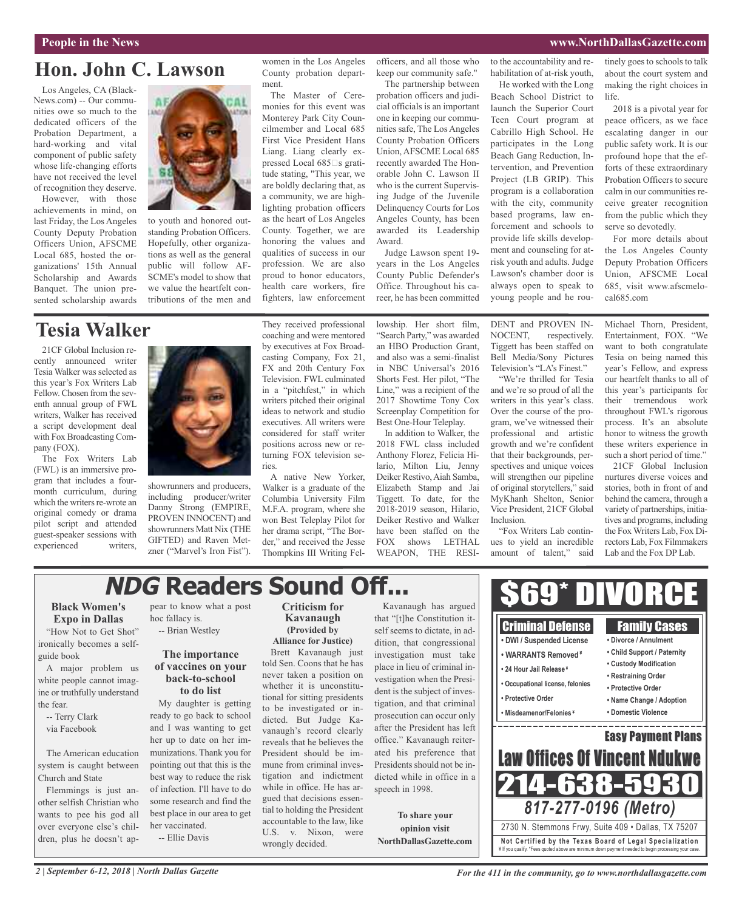# Hon. John C. Lawson

Los Angeles, CA (BlackNews.com) -- Our communities owe so much to the dedicated officers of the Probation Department, a hard-working and vital component of public safety whose life-changing efforts have not received the level of recognition they deserve.

However, with those achievements in mind, on last Friday, the Los Angeles County Deputy Probation Officers Union, AFSCME Local 685, hosted the organizations' 15th Annual Scholarship and Awards Banquet. The union presented scholarship awards to youth and honored outstanding Probation Officers. Hopefully, other organizations as well as the general public will follow AFSCME's model to show that we value the heartfelt contributions of the men and women in the Los Angeles County probation department.

The Master of Ceremonies for this event was Monterey Park City Councilmember and Local 685 First Vice President Hans Liang. Liang clearly expressed Local 685's gratitude stating, "This year, we are boldly declaring that, as a community, we are highlighting probation officers as the heart of Los Angeles County. Together, we are honoring the values and qualities of success in our profession. We are also proud to honor educators, health care workers, fire fighters, law enforcement officers, and all those who keep our community safe."

The partnership between probation officers and judicial officials is an important one in keeping our communities safe, The Los Angeles County Probation Officers Union, AFSCME Local 685 recently awarded The Honorable John C. Lawson II who is the current Supervising Judge of the Juvenile Delinquency Courts for Los Angeles County, has been awarded its Leadership Award.

Judge Lawson spent 19-years in the Los Angeles County Public Defender's Office. Throughout his career, he has been committed to the accountability and rehabilitation of at-risk youth,

He worked with the Long Beach School District to launch the Superior Court Teen Court program at Cabrillo High School. He participates in the Long Beach Gang Reduction, Intervention, and Prevention Project (LB GRIP). This program is a collaboration with the city, community based programs, law enforcement and schools to provide life skills development and counseling for at-risk youth and adults. Judge Lawson's chamber door is always open to speak to young people and he routinely goes to schools to talk about the court system and making the right choices in life.

2018 is a pivotal year for peace officers, as we face escalating danger in our public safety work. It is our profound hope that the efforts of these extraordinary Probation Officers to secure calm in our communities receive greater recognition from the public which they serve so devotedly.

For more details about the Los Angeles County Deputy Probation Officers Union, AFSCME Local 685, visit www.afscmelocal685.com

# Tesia Walker

21CF Global Inclusion recently announced writer Tesia Walker was selected as this year's Fox Writers Lab Fellow. Chosen from the seventh annual group of FWL writers, Walker has received a script development deal with Fox Broadcasting Company (FOX).

The Fox Writers Lab (FWL) is an immersive program that includes a four-month curriculum, during which the writers re-wrote an original comedy or drama pilot script and attended guest-speaker sessions with experienced writers, showrunners and producers, including producer/writer Danny Strong (EMPIRE, PROVEN INNOCENT) and showrunners Matt Nix (THE GIFTED) and Raven Metzner ("Marvel's Iron Fist"). They received professional coaching and were mentored by executives at Fox Broadcasting Company, Fox 21, FX and 20th Century Fox Television. FWL culminated in a "pitchfest," in which writers pitched their original ideas to network and studio executives. All writers were considered for staff writer positions across new or returning FOX television series.

A native New Yorker, Walker is a graduate of the Columbia University Film M.F.A. program, where she won Best Teleplay Pilot for her drama script, "The Border," and received the Jesse Thompkins III Writing Fellowship. Her short film, "Search Party," was awarded an HBO Production Grant, and also was a semi-finalist in NBC Universal's 2016 Shorts Fest. Her pilot, "The Line," was a recipient of the 2017 Showtime Tony Cox Screenplay Competition for Best One-Hour Teleplay.

In addition to Walker, the 2018 FWL class included Anthony Florez, Felicia Hilario, Milton Liu, Jenny Deiker Restivo, Aiah Samba, Elizabeth Stamp and Jai Tiggett. To date, for the 2018-2019 season, Hilario, Deiker Restivo and Walker have been staffed on the FOX shows LETHAL WEAPON, THE RESIDENT and PROVEN INNOCENT, respectively. Tiggett has been staffed on Bell Media/Sony Pictures Television's "LA's Finest."

"We're thrilled for Tesia and we're so proud of all the writers in this year's class. Over the course of the program, we've witnessed their professional and artistic growth and we're confident that their backgrounds, perspectives and unique voices will strengthen our pipeline of original storytellers," said MyKhanh Shelton, Senior Vice President, 21CF Global Inclusion.

"Fox Writers Lab continues to yield an incredible amount of talent," said Michael Thorn, President, Entertainment, FOX. "We want to both congratulate Tesia on being named this year's Fellow, and express our heartfelt thanks to all of this year's participants for their tremendous work throughout FWL's rigorous process. It's an absolute honor to witness the growth these writers experience in such a short period of time."

21CF Global Inclusion nurtures diverse voices and stories, both in front of and behind the camera, through a variety of partnerships, initiatives and programs, including the Fox Writers Lab, Fox Directors Lab, Fox Filmmakers Lab and the Fox DP Lab.

# *NDG* Readers Sound Off...

### Black Women's Expo in Dallas

"How Not to Get Shot" ironically becomes a self-guide book

A major problem us white people cannot imagine or truthfully understand the fear.

-- Terry Clark
via Facebook

The American education system is caught between Church and State

Flemmings is just another selfish Christian who wants to pee his god all over everyone else's children, plus he doesn't appear to know what a post hoc fallacy is.

-- Brian Westley

### The importance of vaccines on your back-to-school to do list

My daughter is getting ready to go back to school and I was wanting to get her up to date on her immunizations. Thank you for pointing out that this is the best way to reduce the risk of infection. I'll have to do some research and find the best place in our area to get her vaccinated.

-- Ellie Davis

### Criticism for Kavanaugh (Provided by Alliance for Justice)

Brett Kavanaugh just told Sen. Coons that he has never taken a position on whether it is unconstitutional for sitting presidents to be investigated or indicted. But Judge Kavanaugh's record clearly reveals that he believes the President should be immune from criminal investigation and indictment while in office. He has argued that decisions essential to holding the President accountable to the law, like U.S. v. Nixon, were wrongly decided.

Kavanaugh has argued that "[t]he Constitution itself seems to dictate, in addition, that congressional investigation must take place in lieu of criminal investigation when the President is the subject of investigation, and that criminal prosecution can occur only after the President has left office." Kavanaugh reiterated his preference that Presidents should not be indicted while in office in a speech in 1998.

**To share your opinion visit NorthDallasGazette.com**

# $69* DIVORCE

**Criminal Defense**
- DWI / Suspended License
- WARRANTS Removed ¥
- 24 Hour Jail Release ¥
- Occupational license, felonies
- Protective Order
- Misdeamenor/Felonies ¥

**Family Cases**
- Divorce / Annulment
- Child Support / Paternity
- Custody Modification
- Restraining Order
- Protective Order
- Name Change / Adoption
- Domestic Violence

**Easy Payment Plans**

**Law Offices Of Vincent Ndukwe**

**214-638-5930**

*817-277-0196 (Metro)*

2730 N. Stemmons Frwy, Suite 409 • Dallas, TX 75207

**Not Certified by the Texas Board of Legal Specialization**
¥ If you qualify. *Fees quoted above are minimum down payment needed to begin processing your case.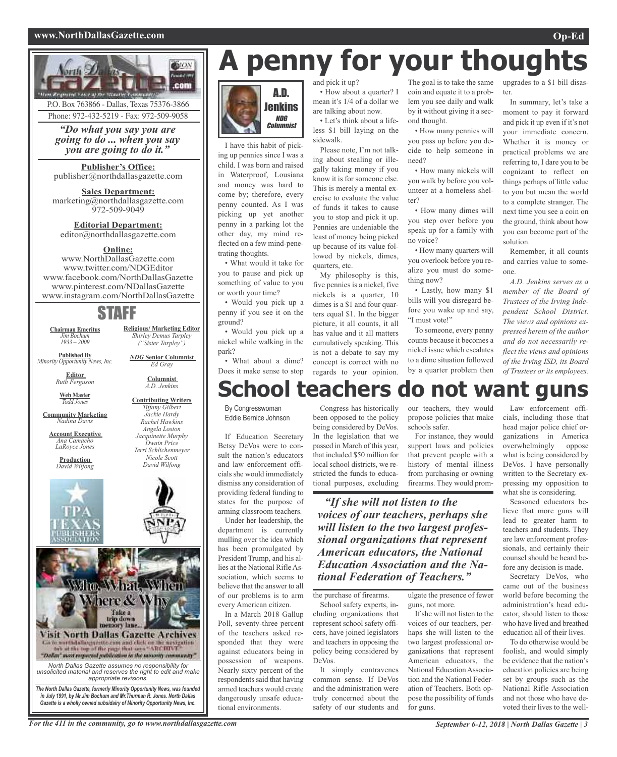P.O. Box 763866 - Dallas, Texas 75376-3866
Phone: 972-432-5219 - Fax: 972-509-9058

*"Do what you say you are going to do ... when you say you are going to do it."*

**Publisher's Office:**
publisher@northdallasgazette.com

**Sales Department:**
marketing@northdallasgazette.com
972-509-9049

**Editorial Department:**
editor@northdallasgazette.com

**Online:**
www.NorthDallasGazette.com
www.twitter.com/NDGEditor
www.facebook.com/NorthDallasGazette
www.pinterest.com/NDallasGazette
www.instagram.com/NorthDallasGazette

## STAFF

**Chairman Emeritus**
*Jim Bochum 1933 – 2009*

**Published By**
*Minority Opportunity News, Inc.*

**Editor**
*Ruth Ferguson*

**Web Master**
*Todd Jones*

**Community Marketing**
*Nadina Davis*

**Account Executive**
*Ana Camacho*
*LaRoyce Jones*

**Production**
*David Wilfong*

**Religious/ Marketing Editor**
*Shirley Demus Tarpley ("Sister Tarpley")*

***NDG* Senior Columnist**
*Ed Gray*

**Columnist**
*A.D. Jenkins*

**Contributing Writers**
*Tiffany Gilbert*
*Jackie Hardy*
*Rachel Hawkins*
*Angela Loston*
*Jacquinette Murphy*
*Dwain Price*
*Terri Schlichenmeyer*
*Nicole Scott*
*David Wilfong*

Who, What, When Where & Why
Take a trip down memory lane...
Visit North Dallas Gazette Archives
Go to northdallasgazette.com and click on the navigation tab at the top of the page that says "ARCHIVE"
"Dallas' most respected publication in the minority community"

*North Dallas Gazette assumes no responsibility for unsolicited material and reserves the right to edit and make appropriate revisions.*

***The North Dallas Gazette, formerly Minority Opportunity News, was founded in July 1991, by Mr.Jim Bochum and Mr.Thurman R. Jones. North Dallas Gazette is a wholly owned subsidairy of Minority Opportunity News, Inc.***

# A penny for your thoughts

A.D. Jenkins
*NDG Columnist*

I have this habit of picking up pennies since I was a child. I was born and raised in Waterproof, Lousiana and money was hard to come by; therefore, every penny counted. As I was picking up yet another penny in a parking lot the other day, my mind reflected on a few mind-penetrating thoughts.

• What would it take for you to pause and pick up something of value to you or worth your time?

• Would you pick up a penny if you see it on the ground?

• Would you pick up a nickel while walking in the park?

• What about a dime? Does it make sense to stop and pick it up?

• How about a quarter? I mean it's 1/4 of a dollar we are talking about now.

• Let's think about a lifeless $1 bill laying on the sidewalk.

Please note, I'm not talking about stealing or illegally taking money if you know it is for someone else. This is merely a mental exercise to evaluate the value of funds it takes to cause you to stop and pick it up. Pennies are undeniable the least of money being picked up because of its value followed by nickels, dimes, quarters, etc.

My philosophy is this, five pennies is a nickel, five nickels is a quarter, 10 dimes is a $1 and four quarters equal $1. In the bigger picture, it all counts, it all has value and it all matters cumulatively speaking. This is not a debate to say my concept is correct with no regards to your opinion. The goal is to take the same coin and equate it to a problem you see daily and walk by it without giving it a second thought.

• How many pennies will you pass up before you decide to help someone in need?

• How many nickels will you walk by before you volunteer at a homeless shelter?

• How many dimes will you step over before you speak up for a family with no voice?

• How many quarters will you overlook before you realize you must do something now?

• Lastly, how many $1 bills will you disregard before you wake up and say, "I must vote!"

To someone, every penny counts because it becomes a nickel issue which escalates to a dime situation followed by a quarter problem then upgrades to a $1 bill disaster.

In summary, let's take a moment to pay it forward and pick it up even if it's not your immediate concern. Whether it is money or practical problems we are referring to, I dare you to be cognizant to reflect on things perhaps of little value to you but mean the world to a complete stranger. The next time you see a coin on the ground, think about how you can become part of the solution.

Remember, it all counts and carries value to someone.

*A.D. Jenkins serves as a member of the Board of Trustees of the Irving Independent School District. The views and opinions expressed herein of the author and do not necessarily reflect the views and opinions of the Irving ISD, its Board of Trustees or its employees.*

# School teachers do not want guns

By Congresswoman Eddie Bernice Johnson

If Education Secretary Betsy DeVos were to consult the nation's educators and law enforcement officials she would immediately dismiss any consideration of providing federal funding to states for the purpose of arming classroom teachers.

Under her leadership, the department is currently mulling over the idea which has been promulgated by President Trump, and his allies at the National Rifle Association, which seems to believe that the answer to all of our problems is to arm every American citizen.

In a March 2018 Gallup Poll, seventy-three percent of the teachers asked responded that they were against educators being in possession of weapons. Nearly sixty percent of the respondents said that having armed teachers would create dangerously unsafe educational environments.

Congress has historically been opposed to the policy being considered by DeVos. In the legislation that we passed in March of this year, that included $50 million for local school districts, we restricted the funds to educational purposes, excluding the purchase of firearms.

School safety experts, including organizations that represent school safety officers, have joined legislators and teachers in opposing the policy being considered by DeVos.

It simply contravenes common sense. If DeVos and the administration were truly concerned about the safety of our students and our teachers, they would propose policies that make schools safer.

For instance, they would support laws and policies that prevent people with a history of mental illness from purchasing or owning firearms. They would promulgate the presence of fewer guns, not more.

> ***"If she will not listen to the voices of our teachers, perhaps she will listen to the two largest professional organizations that represent American educators, the National Education Association and the National Federation of Teachers."***

If she will not listen to the voices of our teachers, perhaps she will listen to the two largest professional organizations that represent American educators, the National Education Association and the National Federation of Teachers. Both oppose the possibility of funds for guns.

Law enforcement officials, including those that head major police chief organizations in America overwhelmingly oppose what is being considered by DeVos. I have personally written to the Secretary expressing my opposition to what she is considering.

Seasoned educators believe that more guns will lead to greater harm to teachers and students. They are law enforcement professionals, and certainly their counsel should be heard before any decision is made.

Secretary DeVos, who came out of the business world before becoming the administration's head educator, should listen to those who have lived and breathed education all of their lives.

To do otherwise would be foolish, and would simply be evidence that the nation's education policies are being set by groups such as the National Rifle Association and not those who have devoted their lives to the well-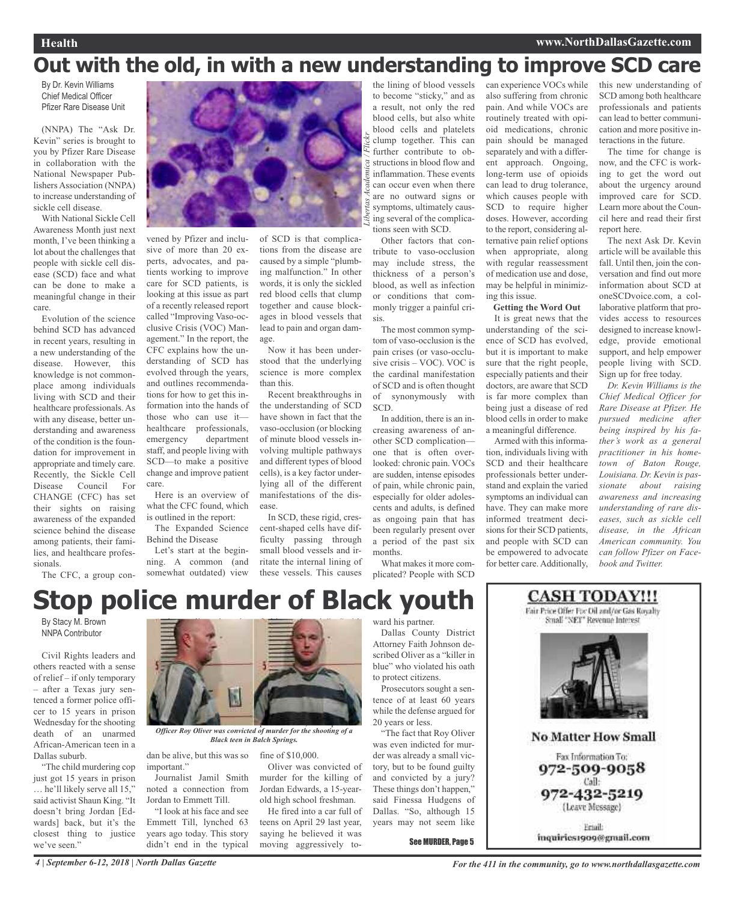# Out with the old, in with a new understanding to improve SCD care

By Dr. Kevin Williams
Chief Medical Officer
Pfizer Rare Disease Unit

(NNPA) The "Ask Dr. Kevin" series is brought to you by Pfizer Rare Disease in collaboration with the National Newspaper Publishers Association (NNPA) to increase understanding of sickle cell disease.

With National Sickle Cell Awareness Month just next month, I've been thinking a lot about the challenges that people with sickle cell disease (SCD) face and what can be done to make a meaningful change in their care.

Evolution of the science behind SCD has advanced in recent years, resulting in a new understanding of the disease. However, this knowledge is not commonplace among individuals living with SCD and their healthcare professionals. As with any disease, better understanding and awareness of the condition is the foundation for improvement in appropriate and timely care. Recently, the Sickle Cell Disease Council For CHANGE (CFC) has set their sights on raising awareness of the expanded science behind the disease among patients, their families, and healthcare professionals.

The CFC, a group convened by Pfizer and inclusive of more than 20 experts, advocates, and patients working to improve care for SCD patients, is looking at this issue as part of a recently released report called "Improving Vaso-occlusive Crisis (VOC) Management." In the report, the CFC explains how the understanding of SCD has evolved through the years, and outlines recommendations for how to get this information into the hands of those who can use it—healthcare professionals, emergency department staff, and people living with SCD—to make a positive change and improve patient care.

Here is an overview of what the CFC found, which is outlined in the report:

**The Expanded Science Behind the Disease**

Let's start at the beginning. A common (and somewhat outdated) view of SCD is that complications from the disease are caused by a simple "plumbing malfunction." In other words, it is only the sickled red blood cells that clump together and cause blockages in blood vessels that lead to pain and organ damage.

Now it has been understood that the underlying science is more complex than this.

Recent breakthroughs in the understanding of SCD have shown in fact that the vaso-occlusion (or blocking of minute blood vessels involving multiple pathways and different types of blood cells), is a key factor underlying all of the different manifestations of the disease.

In SCD, these rigid, crescent-shaped cells have difficulty passing through small blood vessels and irritate the internal lining of these vessels. This causes the lining of blood vessels to become "sticky," and as a result, not only the red blood cells, but also white blood cells and platelets clump together. This can further contribute to obstructions in blood flow and inflammation. These events can occur even when there are no outward signs or symptoms, ultimately causing several of the complications seen with SCD.

*Libertas Academica / Flickr*

Other factors that contribute to vaso-occlusion may include stress, the thickness of a person's blood, as well as infection or conditions that commonly trigger a painful crisis.

The most common symptom of vaso-occlusion is the pain crises (or vaso-occlusive crisis – VOC). VOC is the cardinal manifestation of SCD and is often thought of synonymously with SCD.

In addition, there is an increasing awareness of another SCD complication—one that is often overlooked: chronic pain. VOCs are sudden, intense episodes of pain, while chronic pain, especially for older adolescents and adults, is defined as ongoing pain that has been regularly present over a period of the past six months.

What makes it more complicated? People with SCD can experience VOCs while also suffering from chronic pain. And while VOCs are routinely treated with opioid medications, chronic pain should be managed separately and with a different approach. Ongoing, long-term use of opioids can lead to drug tolerance, which causes people with SCD to require higher doses. However, according to the report, considering alternative pain relief options when appropriate, along with regular reassessment of medication use and dose, may be helpful in minimizing this issue.

**Getting the Word Out**

It is great news that the understanding of the science of SCD has evolved, but it is important to make sure that the right people, especially patients and their doctors, are aware that SCD is far more complex than being just a disease of red blood cells in order to make a meaningful difference.

Armed with this information, individuals living with SCD and their healthcare professionals better understand and explain the varied symptoms an individual can have. They can make more informed treatment decisions for their SCD patients, and people with SCD can be empowered to advocate for better care. Additionally, this new understanding of SCD among both healthcare professionals and patients can lead to better communication and more positive interactions in the future.

The time for change is now, and the CFC is working to get the word out about the urgency around improved care for SCD. Learn more about the Council here and read their first report here.

The next Ask Dr. Kevin article will be available this fall. Until then, join the conversation and find out more information about SCD at oneSCDvoice.com, a collaborative platform that provides access to resources designed to increase knowledge, provide emotional support, and help empower people living with SCD. Sign up for free today.

*Dr. Kevin Williams is the Chief Medical Officer for Rare Disease at Pfizer. He pursued medicine after being inspired by his father's work as a general practitioner in his hometown of Baton Rouge, Louisiana. Dr. Kevin is passionate about raising awareness and increasing understanding of rare diseases, such as sickle cell disease, in the African American community. You can follow Pfizer on Facebook and Twitter.*

# Stop police murder of Black youth

By Stacy M. Brown
NNPA Contributor

Civil Rights leaders and others reacted with a sense of relief – if only temporary – after a Texas jury sentenced a former police officer to 15 years in prison Wednesday for the shooting death of an unarmed African-American teen in a Dallas suburb.

"The child murdering cop just got 15 years in prison … he'll likely serve all 15," said activist Shaun King. "It doesn't bring Jordan [Edwards] back, but it's the closest thing to justice we've seen."

*Officer Roy Oliver was convicted of murder for the shooting of a Black teen in Balch Springs.*

dan be alive, but this was so important."

Journalist Jamil Smith noted a connection from Jordan to Emmett Till.

"I look at his face and see Emmett Till, lynched 63 years ago today. This story didn't end in the typical fine of $10,000.

Oliver was convicted of murder for the killing of Jordan Edwards, a 15-year-old high school freshman.

He fired into a car full of teens on April 29 last year, saying he believed it was moving aggressively toward his partner.

Dallas County District Attorney Faith Johnson described Oliver as a "killer in blue" who violated his oath to protect citizens.

Prosecutors sought a sentence of at least 60 years while the defense argued for 20 years or less.

"The fact that Roy Oliver was even indicted for murder was already a small victory, but to be found guilty and convicted by a jury? These things don't happen," said Finessa Hudgens of Dallas. "So, although 15 years may not seem like

See MURDER, Page 5

**CASH TODAY!!!**

Fair Price Offer For Oil and/or Gas Royalty
Small "NET" Revenue Interest

**No Matter How Small**

Fax Information To:
972-509-9058
Call:
972-432-5219
(Leave Message)

Email:
inquiries1909@gmail.com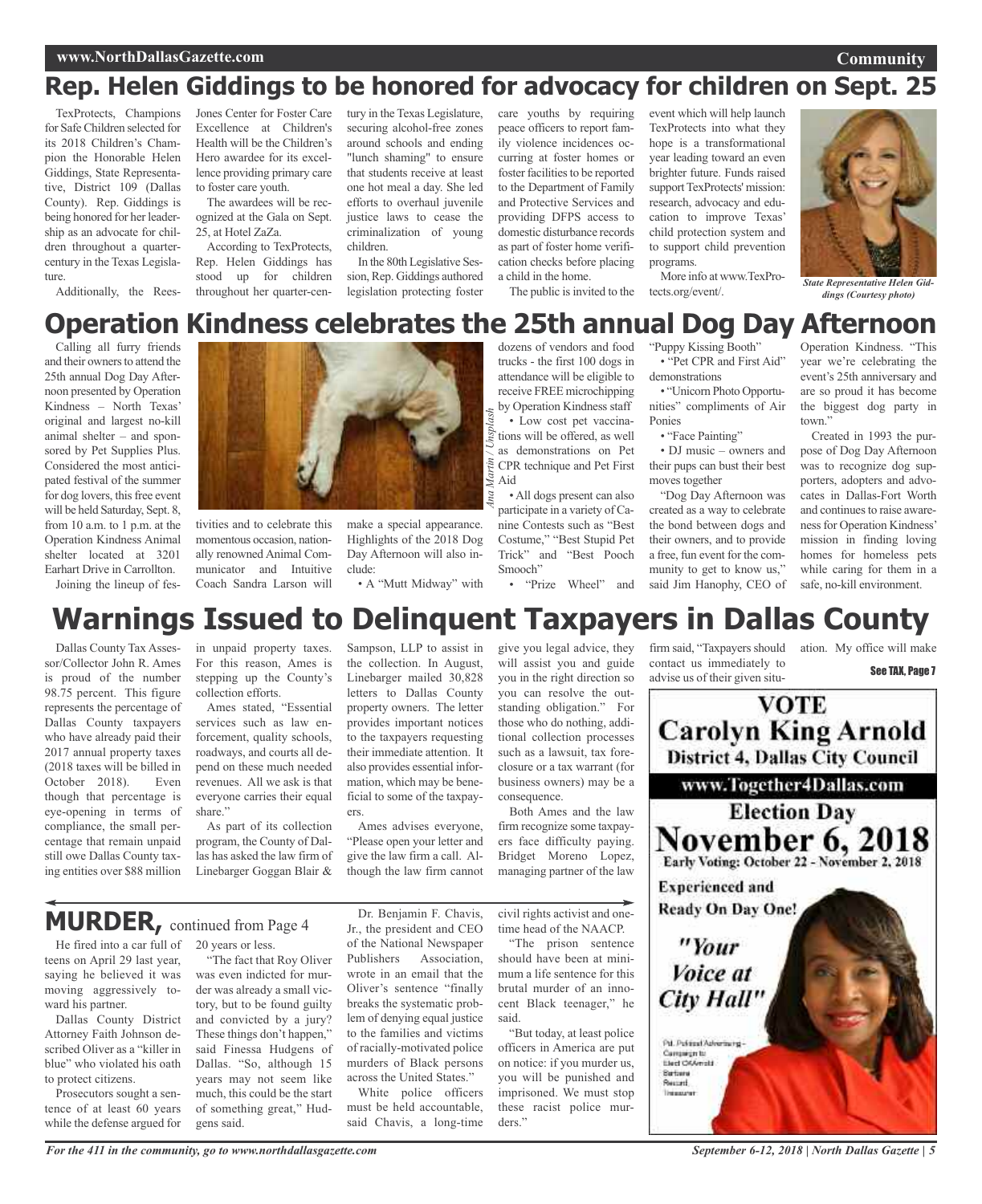# Rep. Helen Giddings to be honored for advocacy for children on Sept. 25

TexProtects, Champions for Safe Children selected for its 2018 Children's Champion the Honorable Helen Giddings, State Representative, District 109 (Dallas County). Rep. Giddings is being honored for her leadership as an advocate for children throughout a quarter-century in the Texas Legislature.

Additionally, the Rees-Jones Center for Foster Care Excellence at Children's Health will be the Children's Hero awardee for its excellence providing primary care to foster care youth.

The awardees will be recognized at the Gala on Sept. 25, at Hotel ZaZa.

According to TexProtects, Rep. Helen Giddings has stood up for children throughout her quarter-century in the Texas Legislature, securing alcohol-free zones around schools and ending "lunch shaming" to ensure that students receive at least one hot meal a day. She led efforts to overhaul juvenile justice laws to cease the criminalization of young children.

In the 80th Legislative Session, Rep. Giddings authored legislation protecting foster care youths by requiring peace officers to report family violence incidences occurring at foster homes or foster facilities to be reported to the Department of Family and Protective Services and providing DFPS access to domestic disturbance records as part of foster home verification checks before placing a child in the home.

The public is invited to the event which will help launch TexProtects into what they hope is a transformational year leading toward an even brighter future. Funds raised support TexProtects' mission: research, advocacy and education to improve Texas' child protection system and to support child prevention programs.

More info at www.TexProtects.org/event/.

*State Representative Helen Giddings (Courtesy photo)*

# Operation Kindness celebrates the 25th annual Dog Day Afternoon

Calling all furry friends and their owners to attend the 25th annual Dog Day Afternoon presented by Operation Kindness – North Texas' original and largest no-kill animal shelter – and sponsored by Pet Supplies Plus. Considered the most anticipated festival of the summer for dog lovers, this free event will be held Saturday, Sept. 8, from 10 a.m. to 1 p.m. at the Operation Kindness Animal shelter located at 3201 Earhart Drive in Carrollton.

*Ana Martin / Unsplash*

Joining the lineup of festivities and to celebrate this momentous occasion, nationally renowned Animal Communicator and Intuitive Coach Sandra Larson will make a special appearance. Highlights of the 2018 Dog Day Afternoon will also include:

- A "Mutt Midway" with dozens of vendors and food trucks - the first 100 dogs in attendance will be eligible to receive FREE microchipping by Operation Kindness staff
- Low cost pet vaccinations will be offered, as well as demonstrations on Pet CPR technique and Pet First Aid
- All dogs present can also participate in a variety of Canine Contests such as "Best Costume," "Best Stupid Pet Trick" and "Best Pooch Smooch"
- "Prize Wheel" and "Puppy Kissing Booth"
- "Pet CPR and First Aid" demonstrations
- "Unicorn Photo Opportunities" compliments of Air Ponies
- "Face Painting"
- DJ music – owners and their pups can bust their best moves together

"Dog Day Afternoon was created as a way to celebrate the bond between dogs and their owners, and to provide a free, fun event for the community to get to know us," said Jim Hanophy, CEO of Operation Kindness. "This year we're celebrating the event's 25th anniversary and are so proud it has become the biggest dog party in town."

Created in 1993 the purpose of Dog Day Afternoon was to recognize dog supporters, adopters and advocates in Dallas-Fort Worth and continues to raise awareness for Operation Kindness' mission in finding loving homes for homeless pets while caring for them in a safe, no-kill environment.

# Warnings Issued to Delinquent Taxpayers in Dallas County

Dallas County Tax Assessor/Collector John R. Ames is proud of the number 98.75 percent. This figure represents the percentage of Dallas County taxpayers who have already paid their 2017 annual property taxes (2018 taxes will be billed in October 2018). Even though that percentage is eye-opening in terms of compliance, the small percentage that remain unpaid still owe Dallas County taxing entities over $88 million in unpaid property taxes. For this reason, Ames is stepping up the County's collection efforts.

Ames stated, "Essential services such as law enforcement, quality schools, roadways, and courts all depend on these much needed revenues. All we ask is that everyone carries their equal share."

As part of its collection program, the County of Dallas has asked the law firm of Linebarger Goggan Blair & Sampson, LLP to assist in the collection. In August, Linebarger mailed 30,828 letters to Dallas County property owners. The letter provides important notices to the taxpayers requesting their immediate attention. It also provides essential information, which may be beneficial to some of the taxpayers.

Ames advises everyone, "Please open your letter and give the law firm a call. Although the law firm cannot give you legal advice, they will assist you and guide you in the right direction so you can resolve the outstanding obligation." For those who do nothing, additional collection processes such as a lawsuit, tax foreclosure or a tax warrant (for business owners) may be a consequence.

Both Ames and the law firm recognize some taxpayers face difficulty paying. Bridget Moreno Lopez, managing partner of the law firm said, "Taxpayers should contact us immediately to advise us of their given situation. My office will make

**See TAX, Page 7**

# MURDER, continued from Page 4

He fired into a car full of teens on April 29 last year, saying he believed it was moving aggressively toward his partner.

Dallas County District Attorney Faith Johnson described Oliver as a "killer in blue" who violated his oath to protect citizens.

Prosecutors sought a sentence of at least 60 years while the defense argued for 20 years or less.

"The fact that Roy Oliver was even indicted for murder was already a small victory, but to be found guilty and convicted by a jury? These things don't happen," said Finessa Hudgens of Dallas. "So, although 15 years may not seem like much, this could be the start of something great," Hudgens said.

Dr. Benjamin F. Chavis, Jr., the president and CEO of the National Newspaper Publishers Association, wrote in an email that the Oliver's sentence "finally breaks the systematic problem of denying equal justice to the families and victims of racially-motivated police murders of Black persons across the United States."

White police officers must be held accountable, said Chavis, a long-time civil rights activist and one-time head of the NAACP.

"The prison sentence should have been at minimum a life sentence for this brutal murder of an innocent Black teenager," he said.

"But today, at least police officers in America are put on notice: if you murder us, you will be punished and imprisoned. We must stop these racist police murders."

**VOTE Carolyn King Arnold**
**District 4, Dallas City Council**
www.Together4Dallas.com
**Election Day November 6, 2018**
Early Voting: October 22 - November 2, 2018
Experienced and Ready On Day One!
*"Your Voice at City Hall"*
Pd. Political Advertising - Campaign to Elect CKArnold Barbara Record, Treasurer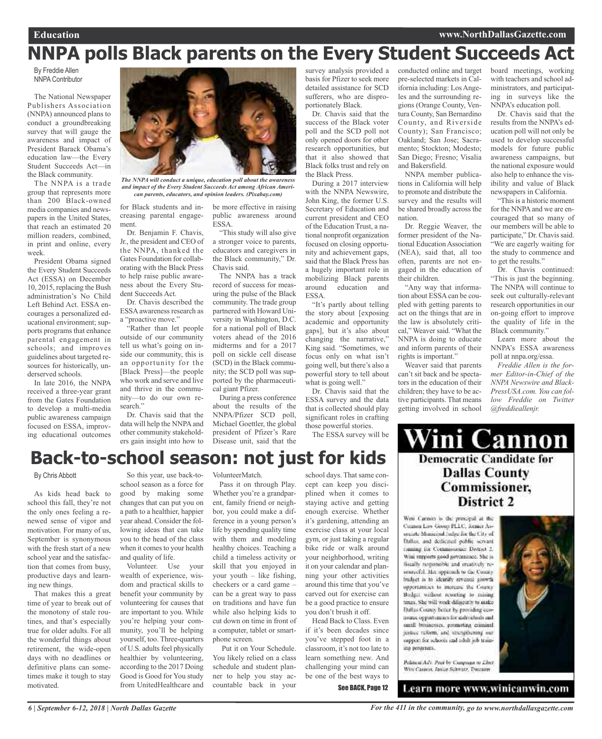# NNPA polls Black parents on the Every Student Succeeds Act

By Freddie Allen
NNPA Contributor

The National Newspaper Publishers Association (NNPA) announced plans to conduct a groundbreaking survey that will gauge the awareness and impact of President Barack Obama's education law—the Every Student Succeeds Act—in the Black community.

The NNPA is a trade group that represents more than 200 Black-owned media companies and newspapers in the United States, that reach an estimated 20 million readers, combined, in print and online, every week.

President Obama signed the Every Student Succeeds Act (ESSA) on December 10, 2015, replacing the Bush administration's No Child Left Behind Act. ESSA encourages a personalized educational environment; supports programs that enhance parental engagement in schools; and improves guidelines about targeted resources for historically, underserved schools.

In late 2016, the NNPA received a three-year grant from the Gates Foundation to develop a multi-media public awareness campaign focused on ESSA, improving educational outcomes for Black students and increasing parental engagement.

*The NNPA will conduct a unique, education poll about the awareness and impact of the Every Student Succeeds Act among African American parents, educators, and opinion leaders. (Pixabay.com)*

Dr. Benjamin F. Chavis, Jr., the president and CEO of the NNPA, thanked the Gates Foundation for collaborating with the Black Press to help raise public awareness about the Every Student Succeeds Act.

Dr. Chavis described the ESSA awareness research as a "proactive move."

"Rather than let people outside of our community tell us what's going on inside our community, this is an opportunity for the [Black Press]—the people who work and serve and live and thrive in the community—to do our own research."

Dr. Chavis said that the data will help the NNPA and other community stakeholders gain insight into how to be more effective in raising public awareness around ESSA.

"This study will also give a stronger voice to parents, educators and caregivers in the Black community," Dr. Chavis said.

The NNPA has a track record of success for measuring the pulse of the Black community. The trade group partnered with Howard University in Washington, D.C. for a national poll of Black voters ahead of the 2016 midterms and for a 2017 poll on sickle cell disease (SCD) in the Black community; the SCD poll was supported by the pharmaceutical giant Pfizer.

During a press conference about the results of the NNPA/Pfizer SCD poll, Michael Goettler, the global president of Pfizer's Rare Disease unit, said that the survey analysis provided a basis for Pfizer to seek more detailed assistance for SCD sufferers, who are disproportionately Black.

Dr. Chavis said that the success of the Black voter poll and the SCD poll not only opened doors for other research opportunities, but that it also showed that Black folks trust and rely on the Black Press.

During a 2017 interview with the NNPA Newswire, John King, the former U.S. Secretary of Education and current president and CEO of the Education Trust, a national nonprofit organization focused on closing opportunity and achievement gaps, said that the Black Press has a hugely important role in mobilizing Black parents around education and ESSA.

"It's partly about telling the story about [exposing academic and opportunity gaps], but it's also about changing the narrative," King said. "Sometimes, we focus only on what isn't going well, but there's also a powerful story to tell about what is going well."

Dr. Chavis said that the ESSA survey and the data that is collected should play significant roles in crafting those powerful stories.

The ESSA survey will be conducted online and target pre-selected markets in California including: Los Angeles and the surrounding regions (Orange County, Ventura County, San Bernardino County, and Riverside County); San Francisco; Oakland; San Jose; Sacramento; Stockton; Modesto; San Diego; Fresno; Visalia and Bakersfield.

NNPA member publications in California will help to promote and distribute the survey and the results will be shared broadly across the nation.

Dr. Reggie Weaver, the former president of the National Education Association (NEA), said that, all too often, parents are not engaged in the education of their children.

"Any way that information about ESSA can be coupled with getting parents to act on the things that are in the law is absolutely critical," Weaver said. "What the NNPA is doing to educate and inform parents of their rights is important."

Weaver said that parents can't sit back and be spectators in the education of their children; they have to be active participants. That means getting involved in school board meetings, working with teachers and school administrators, and participating in surveys like the NNPA's education poll.

Dr. Chavis said that the results from the NNPA's education poll will not only be used to develop successful models for future public awareness campaigns, but the national exposure would also help to enhance the visibility and value of Black newspapers in California.

"This is a historic moment for the NNPA and we are encouraged that so many of our members will be able to participate," Dr. Chavis said. "We are eagerly waiting for the study to commence and to get the results."

Dr. Chavis continued: "This is just the beginning. The NNPA will continue to seek out culturally-relevant research opportunities in our on-going effort to improve the quality of life in the Black community."

Learn more about the NNPA's ESSA awareness poll at nnpa.org/essa.

*Freddie Allen is the former Editor-in-Chief of the NNPA Newswire and BlackPressUSA.com. You can follow Freddie on Twitter @freddieallenjr.*

# Back-to-school season: not just for kids

By Chris Abbott

As kids head back to school this fall, they're not the only ones feeling a renewed sense of vigor and motivation. For many of us, September is synonymous with the fresh start of a new school year and the satisfaction that comes from busy, productive days and learning new things.

That makes this a great time of year to break out of the monotony of stale routines, and that's especially true for older adults. For all the wonderful things about retirement, the wide-open days with no deadlines or definitive plans can sometimes make it tough to stay motivated.

So this year, use back-to-school season as a force for good by making some changes that can put you on a path to a healthier, happier year ahead. Consider the following ideas that can take you to the head of the class when it comes to your health and quality of life.

Volunteer. Use your wealth of experience, wisdom and practical skills to benefit your community by volunteering for causes that are important to you. While you're helping your community, you'll be helping yourself, too. Three-quarters of U.S. adults feel physically healthier by volunteering, according to the 2017 Doing Good is Good for You study from UnitedHealthcare and VolunteerMatch.

Pass it on through Play. Whether you're a grandparent, family friend or neighbor, you could make a difference in a young person's life by spending quality time with them and modeling healthy choices. Teaching a child a timeless activity or skill that you enjoyed in your youth – like fishing, checkers or a card game – can be a great way to pass on traditions and have fun while also helping kids to cut down on time in front of a computer, tablet or smartphone screen.

Put it on Your Schedule. You likely relied on a class schedule and student planner to help you stay accountable back in your school days. That same concept can keep you disciplined when it comes to staying active and getting enough exercise. Whether it's gardening, attending an exercise class at your local gym, or just taking a regular bike ride or walk around your neighborhood, writing it on your calendar and planning your other activities around this time that you've carved out for exercise can be a good practice to ensure you don't brush it off.

Head Back to Class. Even if it's been decades since you've stepped foot in a classroom, it's not too late to learn something new. And challenging your mind can be one of the best ways to

See BACK, Page 12

# Wini Cannon

## Democratic Candidate for Dallas County Commissioner, District 2

Wini Cannon is the principal at the Cannon Law Group PLLC, former Associate Municipal Judge for the City of Dallas, and dedicated public servant running for Commissioner District 2. Wini supports good governance. She is fiscally responsible and creatively resourceful. Her approach to the County budget is to identify revenue growth opportunities to increase the County Budget without resorting to raising taxes. She will work diligently to make Dallas County better by providing economic opportunities for individuals and small businesses, promoting criminal justice reform, and strengthening our support for schools and adult job training programs.

Political Adv. Paid by Campaign to Elect Wini Cannon, Janice Schwarz, Treasurer

Learn more www.winicanwin.com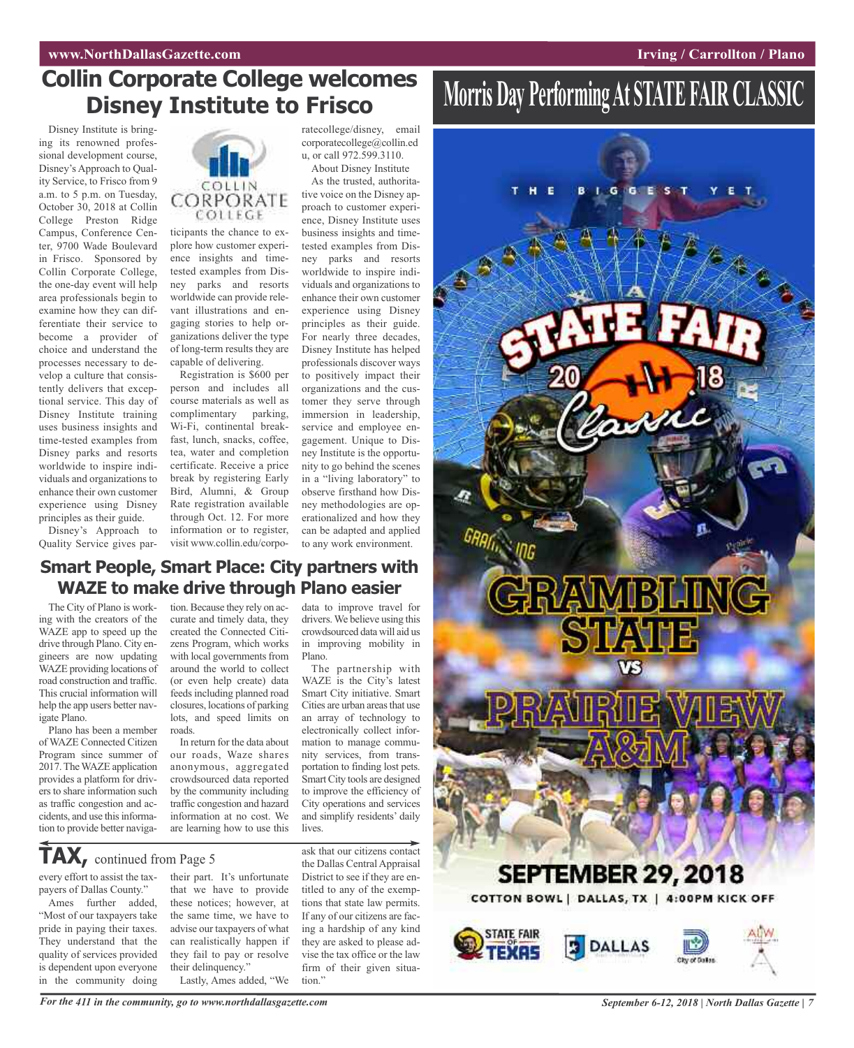# Collin Corporate College welcomes Disney Institute to Frisco

Disney Institute is bringing its renowned professional development course, Disney's Approach to Quality Service, to Frisco from 9 a.m. to 5 p.m. on Tuesday, October 30, 2018 at Collin College Preston Ridge Campus, Conference Center, 9700 Wade Boulevard in Frisco. Sponsored by Collin Corporate College, the one-day event will help area professionals begin to examine how they can differentiate their service to become a provider of choice and understand the processes necessary to develop a culture that consistently delivers that exceptional service. This day of Disney Institute training uses business insights and time-tested examples from Disney parks and resorts worldwide to inspire individuals and organizations to enhance their own customer experience using Disney principles as their guide.

Disney's Approach to Quality Service gives participants the chance to explore how customer experience insights and time-tested examples from Disney parks and resorts worldwide can provide relevant illustrations and engaging stories to help organizations deliver the type of long-term results they are capable of delivering.

Registration is $600 per person and includes all course materials as well as complimentary parking, Wi-Fi, continental breakfast, lunch, snacks, coffee, tea, water and completion certificate. Receive a price break by registering Early Bird, Alumni, & Group Rate registration available through Oct. 12. For more information or to register, visit www.collin.edu/corporatecollege/disney, email corporatecollege@collin.edu, or call 972.599.3110.

About Disney Institute

As the trusted, authoritative voice on the Disney approach to customer experience, Disney Institute uses business insights and time-tested examples from Disney parks and resorts worldwide to inspire individuals and organizations to enhance their own customer experience using Disney principles as their guide. For nearly three decades, Disney Institute has helped professionals discover ways to positively impact their organizations and the customer they serve through immersion in leadership, service and employee engagement. Unique to Disney Institute is the opportunity to go behind the scenes in a "living laboratory" to observe firsthand how Disney methodologies are operationalized and how they can be adapted and applied to any work environment.

# Morris Day Performing At STATE FAIR CLASSIC

THE BIGGEST YET

STATE FAIR 2018 Classic

GRAMBLING STATE VS PRAIRIE VIEW A&M

SEPTEMBER 29, 2018

COTTON BOWL | DALLAS, TX | 4:00PM KICK OFF

# Smart People, Smart Place: City partners with WAZE to make drive through Plano easier

The City of Plano is working with the creators of the WAZE app to speed up the drive through Plano. City engineers are now updating WAZE providing locations of road construction and traffic. This crucial information will help the app users better navigate Plano.

Plano has been a member of WAZE Connected Citizen Program since summer of 2017. The WAZE application provides a platform for drivers to share information such as traffic congestion and accidents, and use this information to provide better navigation. Because they rely on accurate and timely data, they created the Connected Citizens Program, which works with local governments from around the world to collect (or even help create) data feeds including planned road closures, locations of parking lots, and speed limits on roads.

In return for the data about our roads, Waze shares anonymous, aggregated crowdsourced data reported by the community including traffic congestion and hazard information at no cost. We are learning how to use this data to improve travel for drivers. We believe using this crowdsourced data will aid us in improving mobility in Plano.

The partnership with WAZE is the City's latest Smart City initiative. Smart Cities are urban areas that use an array of technology to electronically collect information to manage community services, from transportation to finding lost pets. Smart City tools are designed to improve the efficiency of City operations and services and simplify residents' daily lives.

## TAX, continued from Page 5

every effort to assist the taxpayers of Dallas County."

Ames further added, "Most of our taxpayers take pride in paying their taxes. They understand that the quality of services provided is dependent upon everyone in the community doing their part. It's unfortunate that we have to provide these notices; however, at the same time, we have to advise our taxpayers of what can realistically happen if they fail to pay or resolve their delinquency."

Lastly, Ames added, "We ask that our citizens contact the Dallas Central Appraisal District to see if they are entitled to any of the exemptions that state law permits. If any of our citizens are facing a hardship of any kind they are asked to please advise the tax office or the law firm of their given situation."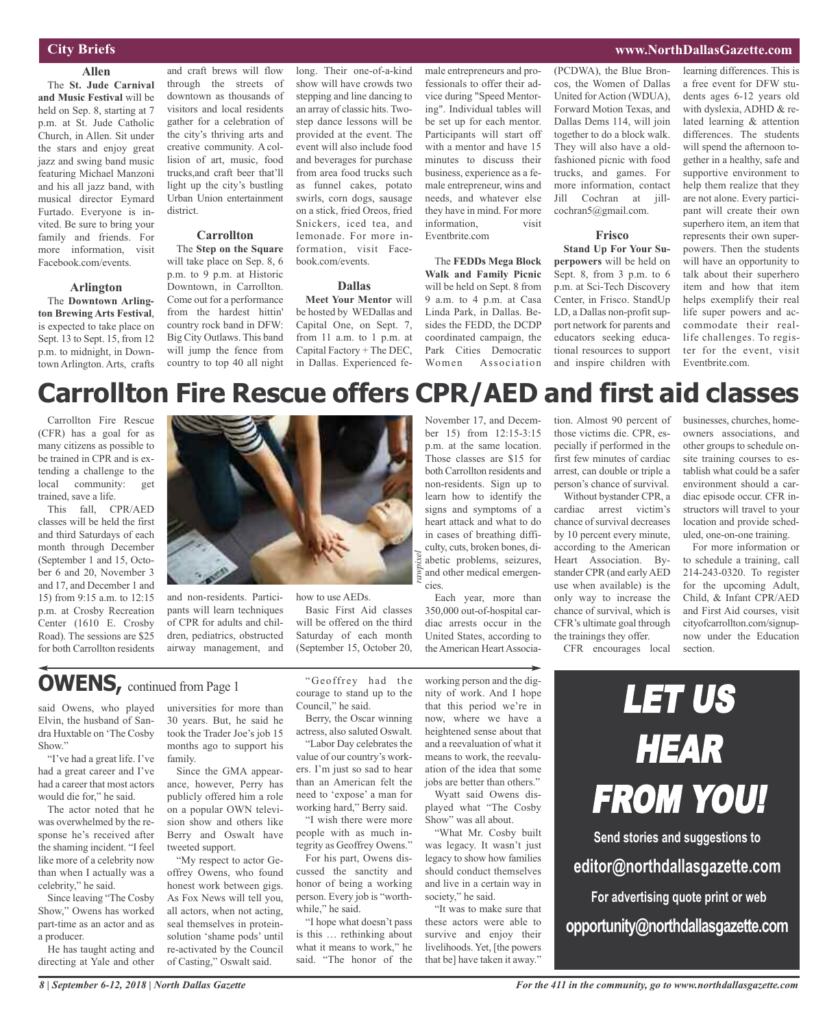## City Briefs

### Allen

The **St. Jude Carnival and Music Festival** will be held on Sep. 8, starting at 7 p.m. at St. Jude Catholic Church, in Allen. Sit under the stars and enjoy great jazz and swing band music featuring Michael Manzoni and his all jazz band, with musical director Eymard Furtado. Everyone is invited. Be sure to bring your family and friends. For more information, visit Facebook.com/events.

### Arlington

The **Downtown Arlington Brewing Arts Festival**, is expected to take place on Sept. 13 to Sept. 15, from 12 p.m. to midnight, in Downtown Arlington. Arts, crafts and craft brews will flow through the streets of downtown as thousands of visitors and local residents gather for a celebration of the city's thriving arts and creative community. A collision of art, music, food trucks,and craft beer that'll light up the city's bustling Urban Union entertainment district.

### Carrollton

The **Step on the Square** will take place on Sep. 8, 6 p.m. to 9 p.m. at Historic Downtown, in Carrollton. Come out for a performance from the hardest hittin' country rock band in DFW: Big City Outlaws. This band will jump the fence from country to top 40 all night long. Their one-of-a-kind show will have crowds two stepping and line dancing to an array of classic hits. Two-step dance lessons will be provided at the event. The event will also include food and beverages for purchase from area food trucks such as funnel cakes, potato swirls, corn dogs, sausage on a stick, fried Oreos, fried Snickers, iced tea, and lemonade. For more information, visit Facebook.com/events.

### Dallas

**Meet Your Mentor** will be hosted by WEDallas and Capital One, on Sept. 7, from 11 a.m. to 1 p.m. at Capital Factory + The DEC, in Dallas. Experienced female entrepreneurs and professionals to offer their advice during "Speed Mentoring". Individual tables will be set up for each mentor. Participants will start off with a mentor and have 15 minutes to discuss their business, experience as a female entrepreneur, wins and needs, and whatever else they have in mind. For more information, visit Eventbrite.com

The **FEDDs Mega Block Walk and Family Picnic** will be held on Sept. 8 from 9 a.m. to 4 p.m. at Casa Linda Park, in Dallas. Besides the FEDD, the DCDP coordinated campaign, the Park Cities Democratic Women Association (PCDWA), the Blue Broncos, the Women of Dallas United for Action (WDUA), Forward Motion Texas, and Dallas Dems 114, will join together to do a block walk. They will also have a old-fashioned picnic with food trucks, and games. For more information, contact Jill Cochran at jillcochran5@gmail.com.

### Frisco

**Stand Up For Your Superpowers** will be held on Sept. 8, from 3 p.m. to 6 p.m. at Sci-Tech Discovery Center, in Frisco. StandUp LD, a Dallas non-profit support network for parents and educators seeking educational resources to support and inspire children with learning differences. This is a free event for DFW students ages 6-12 years old with dyslexia, ADHD & related learning & attention differences. The students will spend the afternoon together in a healthy, safe and supportive environment to help them realize that they are not alone. Every participant will create their own superhero item, an item that represents their own superpowers. Then the students will have an opportunity to talk about their superhero item and how that item helps exemplify their real life super powers and accommodate their real-life challenges. To register for the event, visit Eventbrite.com.

# Carrollton Fire Rescue offers CPR/AED and first aid classes

Carrollton Fire Rescue (CFR) has a goal for as many citizens as possible to be trained in CPR and is extending a challenge to the local community: get trained, save a life.

This fall, CPR/AED classes will be held the first and third Saturdays of each month through December (September 1 and 15, October 6 and 20, November 3 and 17, and December 1 and 15) from 9:15 a.m. to 12:15 p.m. at Crosby Recreation Center (1610 E. Crosby Road). The sessions are $25 for both Carrollton residents and non-residents. Participants will learn techniques of CPR for adults and children, pediatrics, obstructed airway management, and how to use AEDs.

Basic First Aid classes will be offered on the third Saturday of each month (September 15, October 20, November 17, and December 15) from 12:15-3:15 p.m. at the same location. Those classes are $15 for both Carrollton residents and non-residents. Sign up to learn how to identify the signs and symptoms of a heart attack and what to do in cases of breathing difficulty, cuts, broken bones, diabetic problems, seizures, and other medical emergencies.

*rawpixel*

Each year, more than 350,000 out-of-hospital cardiac arrests occur in the United States, according to the American Heart Association. Almost 90 percent of those victims die. CPR, especially if performed in the first few minutes of cardiac arrest, can double or triple a person's chance of survival.

Without bystander CPR, a cardiac arrest victim's chance of survival decreases by 10 percent every minute, according to the American Heart Association. Bystander CPR (and early AED use when available) is the only way to increase the chance of survival, which is CFR's ultimate goal through the trainings they offer.

CFR encourages local businesses, churches, homeowners associations, and other groups to schedule onsite training courses to establish what could be a safer environment should a cardiac episode occur. CFR instructors will travel to your location and provide scheduled, one-on-one training.

For more information or to schedule a training, call 214-243-0320. To register for the upcoming Adult, Child, & Infant CPR/AED and First Aid courses, visit cityofcarrollton.com/signupnow under the Education section.

## OWENS, continued from Page 1

said Owens, who played Elvin, the husband of Sandra Huxtable on 'The Cosby Show."

"I've had a great life. I've had a great career and I've had a career that most actors would die for," he said.

The actor noted that he was overwhelmed by the response he's received after the shaming incident. "I feel like more of a celebrity now than when I actually was a celebrity," he said.

Since leaving "The Cosby Show," Owens has worked part-time as an actor and as a producer.

He has taught acting and directing at Yale and other universities for more than 30 years. But, he said he took the Trader Joe's job 15 months ago to support his family.

Since the GMA appearance, however, Perry has publicly offered him a role on a popular OWN television show and others like Berry and Oswalt have tweeted support.

"My respect to actor Geoffrey Owens, who found honest work between gigs. As Fox News will tell you, all actors, when not acting, seal themselves in protein-solution 'shame pods' until re-activated by the Council of Casting," Oswalt said.

"Geoffrey had the courage to stand up to the Council," he said.

Berry, the Oscar winning actress, also saluted Oswalt.

"Labor Day celebrates the value of our country's workers. I'm just so sad to hear than an American felt the need to 'expose' a man for working hard," Berry said.

"I wish there were more people with as much integrity as Geoffrey Owens."

For his part, Owens discussed the sanctity and honor of being a working person. Every job is "worthwhile," he said.

"I hope what doesn't pass is this … rethinking about what it means to work," he said. "The honor of the working person and the dignity of work. And I hope that this period we're in now, where we have a heightened sense about that and a reevaluation of what it means to work, the reevaluation of the idea that some jobs are better than others."

Wyatt said Owens displayed what "The Cosby Show" was all about.

"What Mr. Cosby built was legacy. It wasn't just legacy to show how families should conduct themselves and live in a certain way in society," he said.

"It was to make sure that these actors were able to survive and enjoy their livelihoods. Yet, [the powers that be] have taken it away."

**LET US HEAR FROM YOU!**

**Send stories and suggestions to**
**editor@northdallasgazette.com**
**For advertising quote print or web**
**opportunity@northdallasgazette.com**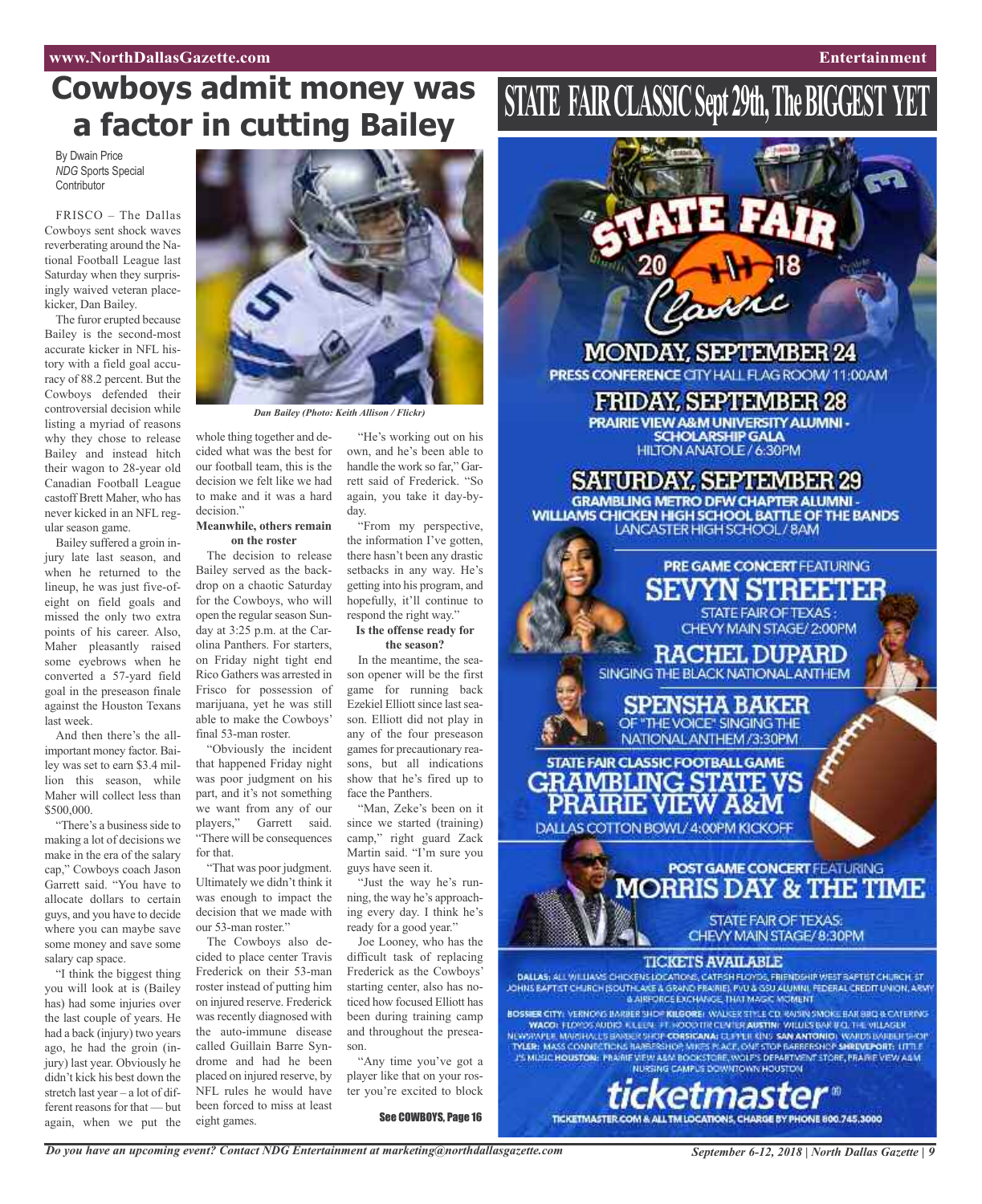# Cowboys admit money was a factor in cutting Bailey

By Dwain Price
*NDG* Sports Special Contributor

FRISCO – The Dallas Cowboys sent shock waves reverberating around the National Football League last Saturday when they surprisingly waived veteran placekicker, Dan Bailey.

The furor erupted because Bailey is the second-most accurate kicker in NFL history with a field goal accuracy of 88.2 percent. But the Cowboys defended their controversial decision while listing a myriad of reasons why they chose to release Bailey and instead hitch their wagon to 28-year old Canadian Football League castoff Brett Maher, who has never kicked in an NFL regular season game.

Bailey suffered a groin injury late last season, and when he returned to the lineup, he was just five-of-eight on field goals and missed the only two extra points of his career. Also, Maher pleasantly raised some eyebrows when he converted a 57-yard field goal in the preseason finale against the Houston Texans last week.

And then there's the all-important money factor. Bailey was set to earn $3.4 million this season, while Maher will collect less than $500,000.

"There's a business side to making a lot of decisions we make in the era of the salary cap," Cowboys coach Jason Garrett said. "You have to allocate dollars to certain guys, and you have to decide where you can maybe save some money and save some salary cap space.

"I think the biggest thing you will all look at is (Bailey has) had some injuries over the last couple of years. He had a back (injury) two years ago, he had the groin (injury) last year. Obviously he didn't kick his best down the stretch last year – a lot of different reasons for that — but again, when we put the whole thing together and decided what was the best for our football team, this is the decision we felt like we had to make and it was a hard decision."

*Dan Bailey (Photo: Keith Allison / Flickr)*

**Meanwhile, others remain on the roster**

The decision to release Bailey served as the backdrop on a chaotic Saturday for the Cowboys, who will open the regular season Sunday at 3:25 p.m. at the Carolina Panthers. For starters, on Friday night tight end Rico Gathers was arrested in Frisco for possession of marijuana, yet he was still able to make the Cowboys' final 53-man roster.

"Obviously the incident that happened Friday night was poor judgment on his part, and it's not something we want from any of our players," Garrett said. "There will be consequences for that.

"That was poor judgment. Ultimately we didn't think it was enough to impact the decision that we made with our 53-man roster."

The Cowboys also decided to place center Travis Frederick on their 53-man roster instead of putting him on injured reserve. Frederick was recently diagnosed with the auto-immune disease called Guillain Barre Syndrome and had he been placed on injured reserve, by NFL rules he would have been forced to miss at least eight games.

"He's working out on his own, and he's been able to handle the work so far," Garrett said of Frederick. "So again, you take it day-by-day.

"From my perspective, the information I've gotten, there hasn't been any drastic setbacks in any way. He's getting into his program, and hopefully, it'll continue to respond the right way."

**Is the offense ready for the season?**

In the meantime, the season opener will be the first game for running back Ezekiel Elliott since last season. Elliott did not play in any of the four preseason games for precautionary reasons, but all indications show that he's fired up to face the Panthers.

"Man, Zeke's been on it since we started (training) camp," right guard Zack Martin said. "I'm sure you guys have seen it.

"Just the way he's running, the way he's approaching every day. I think he's ready for a good year."

Joe Looney, who has the difficult task of replacing Frederick as the Cowboys' starting center, also has noticed how focused Elliott has been during training camp and throughout the preseason.

"Any time you've got a player like that on your roster you're excited to block

**See COWBOYS, Page 16**

# STATE FAIR CLASSIC Sept 29th, The BIGGEST YET

STATE FAIR 2018 Classic

**MONDAY, SEPTEMBER 24**
PRESS CONFERENCE CITY HALL FLAG ROOM/ 11:00AM

**FRIDAY, SEPTEMBER 28**
PRAIRIE VIEW A&M UNIVERSITY ALUMNI - SCHOLARSHIP GALA
HILTON ANATOLE / 6:30PM

**SATURDAY, SEPTEMBER 29**
GRAMBLING METRO DFW CHAPTER ALUMNI - WILLIAMS CHICKEN HIGH SCHOOL BATTLE OF THE BANDS
LANCASTER HIGH SCHOOL / 8AM

PRE GAME CONCERT FEATURING
**SEVYN STREETER**
STATE FAIR OF TEXAS: CHEVY MAIN STAGE/ 2:00PM

**RACHEL DUPARD**
SINGING THE BLACK NATIONAL ANTHEM

**SPENSHA BAKER**
OF "THE VOICE" SINGING THE NATIONAL ANTHEM /3:30PM

STATE FAIR CLASSIC FOOTBALL GAME
**GRAMBLING STATE VS PRAIRIE VIEW A&M**
DALLAS COTTON BOWL/ 4:00PM KICKOFF

POST GAME CONCERT FEATURING
**MORRIS DAY & THE TIME**
STATE FAIR OF TEXAS: CHEVY MAIN STAGE/ 8:30PM

**TICKETS AVAILABLE**

DALLAS: ALL WILLIAMS CHICKENS LOCATIONS, CATFISH FLOYDS, FRIENDSHIP WEST BAPTIST CHURCH, ST JOHNS BAPTIST CHURCH (SOUTHLAKE & GRAND PRAIRIE), PVU & GSU ALUMNI, FEDERAL CREDIT UNION, ARMY & AIRFORCE EXCHANGE, THAT MAGIC MOMENT

BOSSIER CITY: VERNONS BARBER SHOP KILGORE: WALKER STYLE CO, RAISIN SMOKE BAR BBQ & CATERING WACO: FLOYDS AUDIO KILLEEN: FT. HOOD TIX CENTER AUSTIN: WILLIES BAR B Q, THE VILLAGER NEWSPAPER MARSHALL: S BARBER SHOP CORSICANA: CLIPPER KING SAN ANTONIO: WARDS BARBER SHOP TYLER: MASS CONNECTIONS BARBERSHOP, MIKES PLACE, ONE STOP BARBERSHOP SHREVEPORT: LITTLE J'S MUSIC HOUSTON: PRAIRIE VIEW A&M BOOKSTORE, WOLF'S DEPARTMENT STORE, PRAIRIE VIEW A&M NURSING CAMPUS DOWNTOWN HOUSTON

**ticketmaster**
TICKETMASTER.COM & ALL TM LOCATIONS, CHARGE BY PHONE 800.745.3000

*Do you have an upcoming event? Contact NDG Entertainment at marketing@northdallasgazette.com*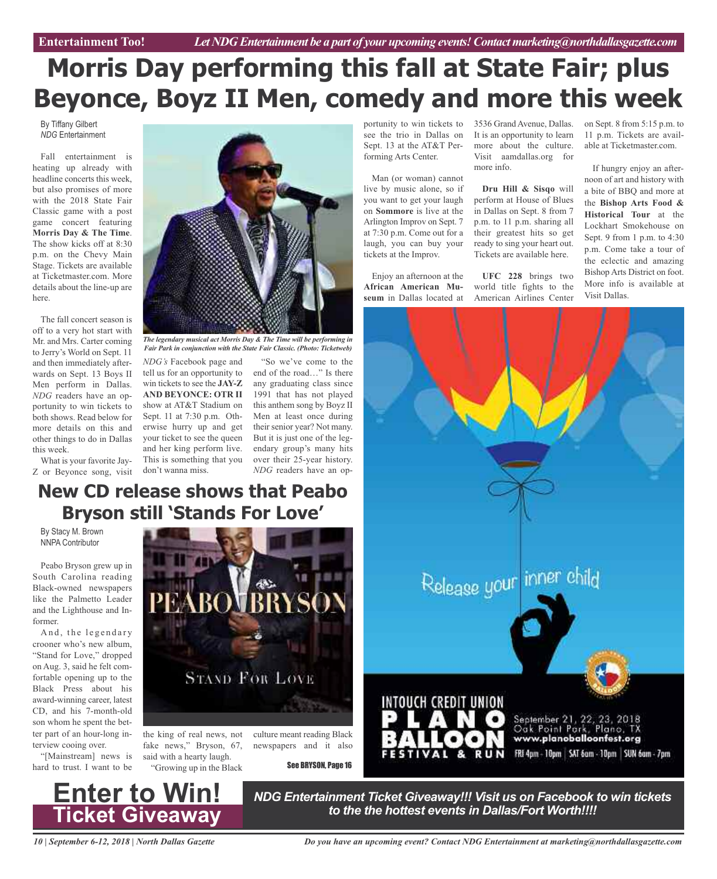Entertainment Too! *Let NDG Entertainment be a part of your upcoming events! Contact marketing@northdallasgazette.com*

# Morris Day performing this fall at State Fair; plus Beyonce, Boyz II Men, comedy and more this week

By Tiffany Gilbert
*NDG* Entertainment

Fall entertainment is heating up already with headline concerts this week, but also promises of more with the 2018 State Fair Classic game with a post game concert featuring **Morris Day & The Time**. The show kicks off at 8:30 p.m. on the Chevy Main Stage. Tickets are available at Ticketmaster.com. More details about the line-up are here.

The fall concert season is off to a very hot start with Mr. and Mrs. Carter coming to Jerry's World on Sept. 11 and then immediately afterwards on Sept. 13 Boys II Men perform in Dallas. *NDG* readers have an opportunity to win tickets to both shows. Read below for more details on this and other things to do in Dallas this week.

What is your favorite Jay-Z or Beyonce song, visit *NDG's* Facebook page and tell us for an opportunity to win tickets to see the **JAY-Z AND BEYONCE: OTR II** show at AT&T Stadium on Sept. 11 at 7:30 p.m. Otherwise hurry up and get your ticket to see the queen and her king perform live. This is something that you don't wanna miss.

*The legendary musical act Morris Day & The Time will be performing in Fair Park in conjunction with the State Fair Classic. (Photo: Ticketweb)*

"So we've come to the end of the road…" Is there any graduating class since 1991 that has not played this anthem song by Boyz II Men at least once during their senior year? Not many. But it is just one of the legendary group's many hits over their 25-year history. *NDG* readers have an opportunity to win tickets to see the trio in Dallas on Sept. 13 at the AT&T Performing Arts Center.

Man (or woman) cannot live by music alone, so if you want to get your laugh on **Sommore** is live at the Arlington Improv on Sept. 7 at 7:30 p.m. Come out for a laugh, you can buy your tickets at the Improv.

Enjoy an afternoon at the **African American Museum** in Dallas located at 3536 Grand Avenue, Dallas. It is an opportunity to learn more about the culture. Visit aamdallas.org for more info.

**Dru Hill & Sisqo** will perform at House of Blues in Dallas on Sept. 8 from 7 p.m. to 11 p.m. sharing all their greatest hits so get ready to sing your heart out. Tickets are available here.

**UFC 228** brings two world title fights to the American Airlines Center on Sept. 8 from 5:15 p.m. to 11 p.m. Tickets are available at Ticketmaster.com.

If hungry enjoy an afternoon of art and history with a bite of BBQ and more at the **Bishop Arts Food & Historical Tour** at the Lockhart Smokehouse on Sept. 9 from 1 p.m. to 4:30 p.m. Come take a tour of the eclectic and amazing Bishop Arts District on foot. More info is available at Visit Dallas.

## New CD release shows that Peabo Bryson still 'Stands For Love'

By Stacy M. Brown
NNPA Contributor

Peabo Bryson grew up in South Carolina reading Black-owned newspapers like the Palmetto Leader and the Lighthouse and Informer.

And, the legendary crooner who's new album, "Stand for Love," dropped on Aug. 3, said he felt comfortable opening up to the Black Press about his award-winning career, latest CD, and his 7-month-old son whom he spent the better part of an hour-long interview cooing over.

"[Mainstream] news is hard to trust. I want to be the king of real news, not fake news," Bryson, 67, said with a hearty laugh.

"Growing up in the Black culture meant reading Black newspapers and it also

See BRYSON, Page 16

Release your inner child

INTOUCH CREDIT UNION PLANO BALLOON FESTIVAL & RUN
September 21, 22, 23, 2018
Oak Point Park, Plano, TX
www.planoballoonfest.org
FRI 4pm - 10pm | SAT 6am - 10pm | SUN 6am - 7pm

**Enter to Win! Ticket Giveaway**

***NDG Entertainment Ticket Giveaway!!! Visit us on Facebook to win tickets to the the hottest events in Dallas/Fort Worth!!!!***

Do you have an upcoming event? Contact NDG Entertainment at marketing@northdallasgazette.com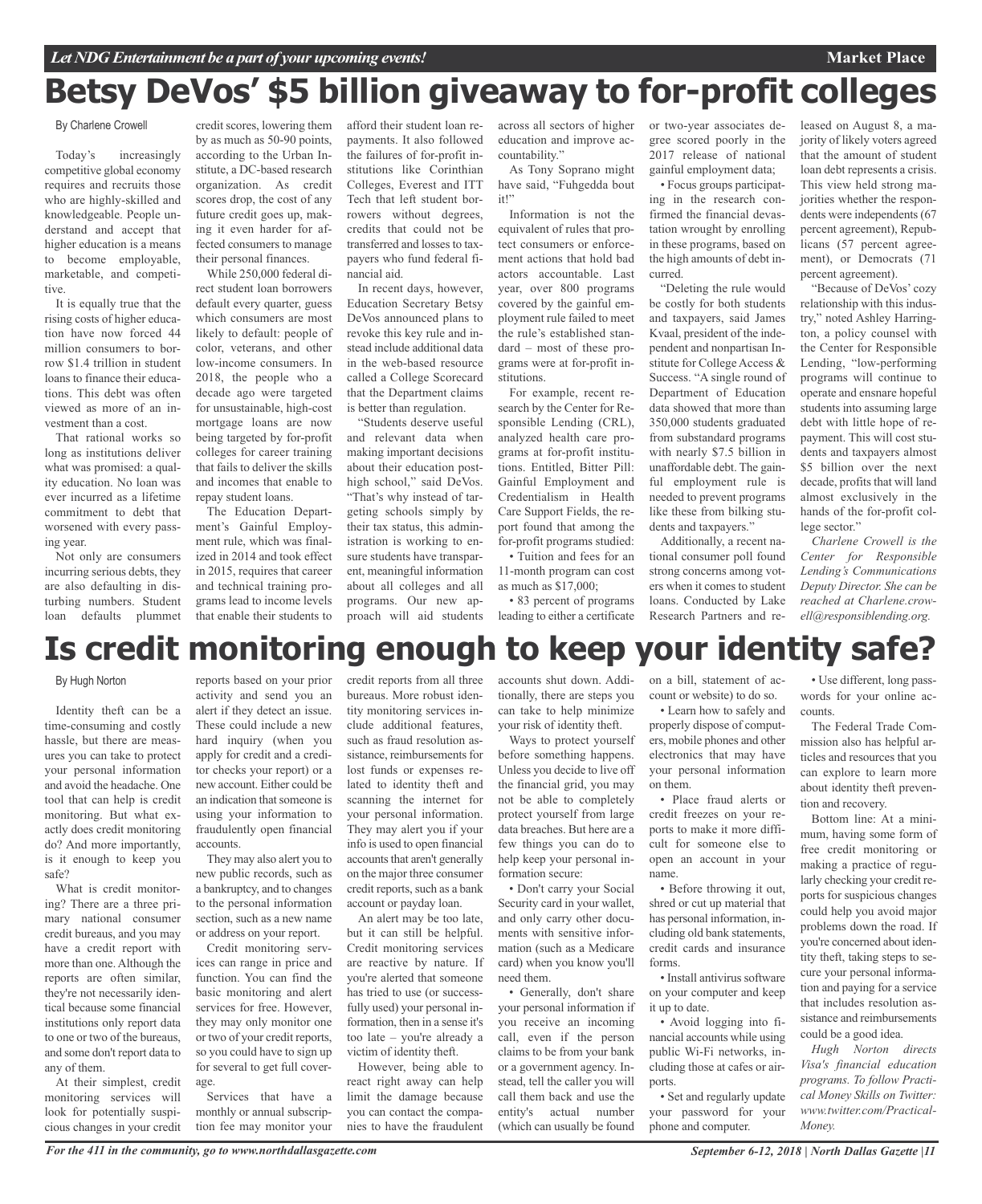# Betsy DeVos' $5 billion giveaway to for-profit colleges

By Charlene Crowell

Today's increasingly competitive global economy requires and recruits those who are highly-skilled and knowledgeable. People understand and accept that higher education is a means to become employable, marketable, and competitive.

It is equally true that the rising costs of higher education have now forced 44 million consumers to borrow $1.4 trillion in student loans to finance their educations. This debt was often viewed as more of an investment than a cost.

That rational works so long as institutions deliver what was promised: a quality education. No loan was ever incurred as a lifetime commitment to debt that worsened with every passing year.

Not only are consumers incurring serious debts, they are also defaulting in disturbing numbers. Student loan defaults plummet credit scores, lowering them by as much as 50-90 points, according to the Urban Institute, a DC-based research organization. As credit scores drop, the cost of any future credit goes up, making it even harder for affected consumers to manage their personal finances.

While 250,000 federal direct student loan borrowers default every quarter, guess which consumers are most likely to default: people of color, veterans, and other low-income consumers. In 2018, the people who a decade ago were targeted for unsustainable, high-cost mortgage loans are now being targeted by for-profit colleges for career training that fails to deliver the skills and incomes that enable to repay student loans.

The Education Department's Gainful Employment rule, which was finalized in 2014 and took effect in 2015, requires that career and technical training programs lead to income levels that enable their students to afford their student loan repayments. It also followed the failures of for-profit institutions like Corinthian Colleges, Everest and ITT Tech that left student borrowers without degrees, credits that could not be transferred and losses to taxpayers who fund federal financial aid.

In recent days, however, Education Secretary Betsy DeVos announced plans to revoke this key rule and instead include additional data in the web-based resource called a College Scorecard that the Department claims is better than regulation.

"Students deserve useful and relevant data when making important decisions about their education post-high school," said DeVos. "That's why instead of targeting schools simply by their tax status, this administration is working to ensure students have transparent, meaningful information about all colleges and all programs. Our new approach will aid students across all sectors of higher education and improve accountability."

As Tony Soprano might have said, "Fuhgedda bout it!"

Information is not the equivalent of rules that protect consumers or enforcement actions that hold bad actors accountable. Last year, over 800 programs covered by the gainful employment rule failed to meet the rule's established standard – most of these programs were at for-profit institutions.

For example, recent research by the Center for Responsible Lending (CRL), analyzed health care programs at for-profit institutions. Entitled, Bitter Pill: Gainful Employment and Credentialism in Health Care Support Fields, the report found that among the for-profit programs studied:

- Tuition and fees for an 11-month program can cost as much as $17,000;
- 83 percent of programs leading to either a certificate or two-year associates degree scored poorly in the 2017 release of national gainful employment data;
- Focus groups participating in the research confirmed the financial devastation wrought by enrolling in these programs, based on the high amounts of debt incurred.

"Deleting the rule would be costly for both students and taxpayers, said James Kvaal, president of the independent and nonpartisan Institute for College Access & Success. "A single round of Department of Education data showed that more than 350,000 students graduated from substandard programs with nearly $7.5 billion in unaffordable debt. The gainful employment rule is needed to prevent programs like these from bilking students and taxpayers."

Additionally, a recent national consumer poll found strong concerns among voters when it comes to student loans. Conducted by Lake Research Partners and released on August 8, a majority of likely voters agreed that the amount of student loan debt represents a crisis. This view held strong majorities whether the respondents were independents (67 percent agreement), Republicans (57 percent agreement), or Democrats (71 percent agreement).

"Because of DeVos' cozy relationship with this industry," noted Ashley Harrington, a policy counsel with the Center for Responsible Lending, "low-performing programs will continue to operate and ensnare hopeful students into assuming large debt with little hope of repayment. This will cost students and taxpayers almost $5 billion over the next decade, profits that will land almost exclusively in the hands of the for-profit college sector."

*Charlene Crowell is the Center for Responsible Lending's Communications Deputy Director. She can be reached at Charlene.crowell@responsiblending.org.*

# Is credit monitoring enough to keep your identity safe?

By Hugh Norton

Identity theft can be a time-consuming and costly hassle, but there are measures you can take to protect your personal information and avoid the headache. One tool that can help is credit monitoring. But what exactly does credit monitoring do? And more importantly, is it enough to keep you safe?

What is credit monitoring? There are a three primary national consumer credit bureaus, and you may have a credit report with more than one. Although the reports are often similar, they're not necessarily identical because some financial institutions only report data to one or two of the bureaus, and some don't report data to any of them.

At their simplest, credit monitoring services will look for potentially suspicious changes in your credit reports based on your prior activity and send you an alert if they detect an issue. These could include a new hard inquiry (when you apply for credit and a creditor checks your report) or a new account. Either could be an indication that someone is using your information to fraudulently open financial accounts.

They may also alert you to new public records, such as a bankruptcy, and to changes to the personal information section, such as a new name or address on your report.

Credit monitoring services can range in price and function. You can find the basic monitoring and alert services for free. However, they may only monitor one or two of your credit reports, so you could have to sign up for several to get full coverage.

Services that have a monthly or annual subscription fee may monitor your credit reports from all three bureaus. More robust identity monitoring services include additional features, such as fraud resolution assistance, reimbursements for lost funds or expenses related to identity theft and scanning the internet for your personal information. They may alert you if your info is used to open financial accounts that aren't generally on the major three consumer credit reports, such as a bank account or payday loan.

An alert may be too late, but it can still be helpful. Credit monitoring services are reactive by nature. If you're alerted that someone has tried to use (or successfully used) your personal information, then in a sense it's too late – you're already a victim of identity theft.

However, being able to react right away can help limit the damage because you can contact the companies to have the fraudulent accounts shut down. Additionally, there are steps you can take to help minimize your risk of identity theft.

Ways to protect yourself before something happens. Unless you decide to live off the financial grid, you may not be able to completely protect yourself from large data breaches. But here are a few things you can do to help keep your personal information secure:

- Don't carry your Social Security card in your wallet, and only carry other documents with sensitive information (such as a Medicare card) when you know you'll need them.
- Generally, don't share your personal information if you receive an incoming call, even if the person claims to be from your bank or a government agency. Instead, tell the caller you will call them back and use the entity's actual number (which can usually be found on a bill, statement of account or website) to do so.
- Learn how to safely and properly dispose of computers, mobile phones and other electronics that may have your personal information on them.
- Place fraud alerts or credit freezes on your reports to make it more difficult for someone else to open an account in your name.
- Before throwing it out, shred or cut up material that has personal information, including old bank statements, credit cards and insurance forms.
- Install antivirus software on your computer and keep it up to date.
- Avoid logging into financial accounts while using public Wi-Fi networks, including those at cafes or airports.
- Set and regularly update your password for your phone and computer.
- Use different, long passwords for your online accounts.

The Federal Trade Commission also has helpful articles and resources that you can explore to learn more about identity theft prevention and recovery.

Bottom line: At a minimum, having some form of free credit monitoring or making a practice of regularly checking your credit reports for suspicious changes could help you avoid major problems down the road. If you're concerned about identity theft, taking steps to secure your personal information and paying for a service that includes resolution assistance and reimbursements could be a good idea.

*Hugh Norton directs Visa's financial education programs. To follow Practical Money Skills on Twitter: www.twitter.com/PracticalMoney.*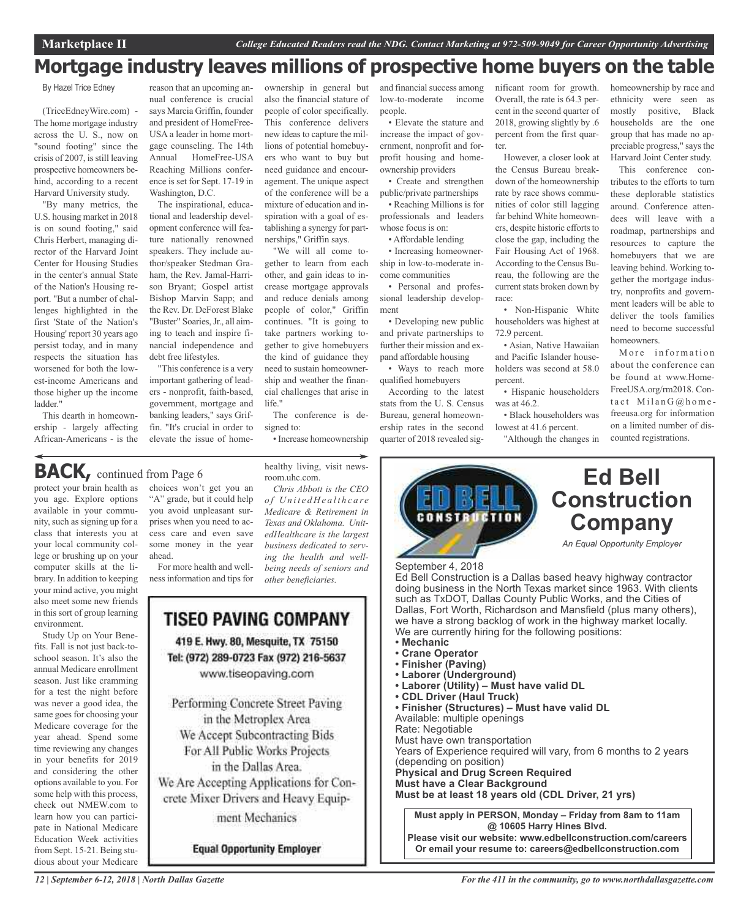# Mortgage industry leaves millions of prospective home buyers on the table

By Hazel Trice Edney

(TriceEdneyWire.com) - The home mortgage industry across the U. S., now on "sound footing" since the crisis of 2007, is still leaving prospective homeowners behind, according to a recent Harvard University study.

"By many metrics, the U.S. housing market in 2018 is on sound footing," said Chris Herbert, managing director of the Harvard Joint Center for Housing Studies in the center's annual State of the Nation's Housing report. "But a number of challenges highlighted in the first 'State of the Nation's Housing' report 30 years ago persist today, and in many respects the situation has worsened for both the lowest-income Americans and those higher up the income ladder."

This dearth in homeownership - largely affecting African-Americans - is the reason that an upcoming annual conference is crucial says Marcia Griffin, founder and president of HomeFree-USA a leader in home mortgage counseling. The 14th Annual HomeFree-USA Reaching Millions conference is set for Sept. 17-19 in Washington, D.C.

The inspirational, educational and leadership development conference will feature nationally renowned speakers. They include author/speaker Stedman Graham, the Rev. Jamal-Harrison Bryant; Gospel artist Bishop Marvin Sapp; and the Rev. Dr. DeForest Blake "Buster" Soaries, Jr., all aiming to teach and inspire financial independence and debt free lifestyles.

"This conference is a very important gathering of leaders - nonprofit, faith-based, government, mortgage and banking leaders," says Griffin. "It's crucial in order to elevate the issue of homeownership in general but also the financial stature of people of color specifically. This conference delivers new ideas to capture the millions of potential homebuyers who want to buy but need guidance and encouragement. The unique aspect of the conference will be a mixture of education and inspiration with a goal of establishing a synergy for partnerships," Griffin says.

"We will all come together to learn from each other, and gain ideas to increase mortgage approvals and reduce denials among people of color," Griffin continues. "It is going to take partners working together to give homebuyers the kind of guidance they need to sustain homeownership and weather the financial challenges that arise in life."

The conference is designed to:

- Increase homeownership and financial success among low-to-moderate income people.
- Elevate the stature and increase the impact of government, nonprofit and for-profit housing and homeownership providers
- Create and strengthen public/private partnerships
- Reaching Millions is for professionals and leaders whose focus is on:
- Affordable lending
- Increasing homeownership in low-to-moderate income communities
- Personal and professional leadership development
- Developing new public and private partnerships to further their mission and expand affordable housing
- Ways to reach more qualified homebuyers

According to the latest stats from the U. S. Census Bureau, general homeownership rates in the second quarter of 2018 revealed significant room for growth. Overall, the rate is 64.3 percent in the second quarter of 2018, growing slightly by .6 percent from the first quarter.

However, a closer look at the Census Bureau breakdown of the homeownership rate by race shows communities of color still lagging far behind White homeowners, despite historic efforts to close the gap, including the Fair Housing Act of 1968. According to the Census Bureau, the following are the current stats broken down by race:

- Non-Hispanic White householders was highest at 72.9 percent.
- Asian, Native Hawaiian and Pacific Islander householders was second at 58.0 percent.
- Hispanic householders was at 46.2.
- Black householders was lowest at 41.6 percent.

"Although the changes in homeownership by race and ethnicity were seen as mostly positive, Black households are the one group that has made no appreciable progress," says the Harvard Joint Center study.

This conference contributes to the efforts to turn these deplorable statistics around. Conference attendees will leave with a roadmap, partnerships and resources to capture the homebuyers that we are leaving behind. Working together the mortgage industry, nonprofits and government leaders will be able to deliver the tools families need to become successful homeowners.

More information about the conference can be found at www.HomeFreeUSA.org/rm2018. Contact MilanG@homefreeusa.org for information on a limited number of discounted registrations.

## BACK, continued from Page 6

protect your brain health as you age. Explore options available in your community, such as signing up for a class that interests you at your local community college or brushing up on your computer skills at the library. In addition to keeping your mind active, you might also meet some new friends in this sort of group learning environment.

Study Up on Your Benefits. Fall is not just back-to-school season. It's also the annual Medicare enrollment season. Just like cramming for a test the night before was never a good idea, the same goes for choosing your Medicare coverage for the year ahead. Spend some time reviewing any changes in your benefits for 2019 and considering the other options available to you. For some help with this process, check out NMEW.com to learn how you can participate in National Medicare Education Week activities from Sept. 15-21. Being studious about your Medicare choices won't get you an "A" grade, but it could help you avoid unpleasant surprises when you need to access care and even save some money in the year ahead.

For more health and wellness information and tips for healthy living, visit newsroom.uhc.com.

*Chris Abbott is the CEO of UnitedHealthcare Medicare & Retirement in Texas and Oklahoma. UnitedHealthcare is the largest business dedicated to serving the health and well-being needs of seniors and other beneficiaries.*

## TISEO PAVING COMPANY

419 E. Hwy. 80, Mesquite, TX 75150
Tel: (972) 289-0723 Fax (972) 216-5637
www.tiseopaving.com

Performing Concrete Street Paving in the Metroplex Area
We Accept Subcontracting Bids For All Public Works Projects in the Dallas Area.
We Are Accepting Applications for Concrete Mixer Drivers and Heavy Equipment Mechanics

**Equal Opportunity Employer**

## Ed Bell Construction Company

*An Equal Opportunity Employer*

September 4, 2018

Ed Bell Construction is a Dallas based heavy highway contractor doing business in the North Texas market since 1963. With clients such as TxDOT, Dallas County Public Works, and the Cities of Dallas, Fort Worth, Richardson and Mansfield (plus many others), we have a strong backlog of work in the highway market locally. We are currently hiring for the following positions:

- **Mechanic**
- **Crane Operator**
- **Finisher (Paving)**
- **Laborer (Underground)**
- **Laborer (Utility) – Must have valid DL**
- **CDL Driver (Haul Truck)**
- **Finisher (Structures) – Must have valid DL**

Available: multiple openings
Rate: Negotiable
Must have own transportation
Years of Experience required will vary, from 6 months to 2 years (depending on position)
**Physical and Drug Screen Required**
**Must have a Clear Background**
**Must be at least 18 years old (CDL Driver, 21 yrs)**

**Must apply in PERSON, Monday – Friday from 8am to 11am @ 10605 Harry Hines Blvd.**
**Please visit our website: www.edbellconstruction.com/careers**
**Or email your resume to: careers@edbellconstruction.com**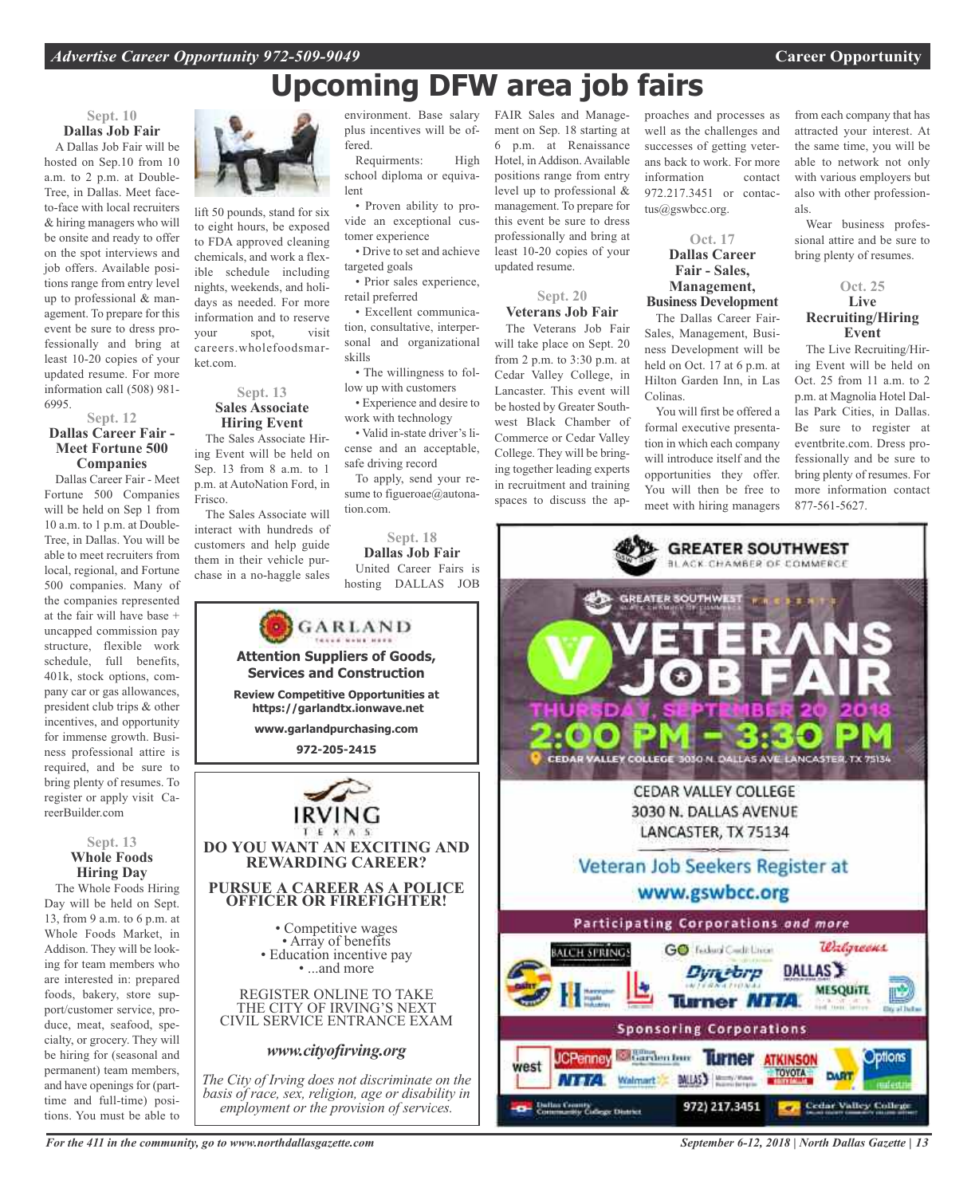# Upcoming DFW area job fairs

### Sept. 10
### Dallas Job Fair

A Dallas Job Fair will be hosted on Sep.10 from 10 a.m. to 2 p.m. at DoubleTree, in Dallas. Meet face-to-face with local recruiters & hiring managers who will be onsite and ready to offer on the spot interviews and job offers. Available positions range from entry level up to professional & management. To prepare for this event be sure to dress professionally and bring at least 10-20 copies of your updated resume. For more information call (508) 981-6995.

### Sept. 12
### Dallas Career Fair - Meet Fortune 500 Companies

Dallas Career Fair - Meet Fortune 500 Companies will be held on Sep 1 from 10 a.m. to 1 p.m. at DoubleTree, in Dallas. You will be able to meet recruiters from local, regional, and Fortune 500 companies. Many of the companies represented at the fair will have base + uncapped commission pay structure, flexible work schedule, full benefits, 401k, stock options, company car or gas allowances, president club trips & other incentives, and opportunity for immense growth. Business professional attire is required, and be sure to bring plenty of resumes. To register or apply visit CareerBuilder.com

### Sept. 13
### Whole Foods Hiring Day

The Whole Foods Hiring Day will be held on Sept. 13, from 9 a.m. to 6 p.m. at Whole Foods Market, in Addison. They will be looking for team members who are interested in: prepared foods, bakery, store support/customer service, produce, meat, seafood, specialty, or grocery. They will be hiring for (seasonal and permanent) team members, and have openings for (part-time and full-time) positions. You must be able to lift 50 pounds, stand for six to eight hours, be exposed to FDA approved cleaning chemicals, and work a flexible schedule including nights, weekends, and holidays as needed. For more information and to reserve your spot, visit careers.wholefoodsmarket.com.

### Sept. 13
### Sales Associate Hiring Event

The Sales Associate Hiring Event will be held on Sep. 13 from 8 a.m. to 1 p.m. at AutoNation Ford, in Frisco.

The Sales Associate will interact with hundreds of customers and help guide them in their vehicle purchase in a no-haggle sales environment. Base salary plus incentives will be offered.

Requirments: High school diploma or equivalent

- Proven ability to provide an exceptional customer experience
- Drive to set and achieve targeted goals
- Prior sales experience, retail preferred
- Excellent communication, consultative, interpersonal and organizational skills
- The willingness to follow up with customers
- Experience and desire to work with technology
- Valid in-state driver's license and an acceptable, safe driving record

To apply, send your resume to figueroae@autonation.com.

### Sept. 18
### Dallas Job Fair

United Career Fairs is hosting DALLAS JOB FAIR Sales and Management on Sep. 18 starting at 6 p.m. at Renaissance Hotel, in Addison. Available positions range from entry level up to professional & management. To prepare for this event be sure to dress professionally and bring at least 10-20 copies of your updated resume.

### Sept. 20
### Veterans Job Fair

The Veterans Job Fair will take place on Sept. 20 from 2 p.m. to 3:30 p.m. at Cedar Valley College, in Lancaster. This event will be hosted by Greater Southwest Black Chamber of Commerce or Cedar Valley College. They will be bringing together leading experts in recruitment and training spaces to discuss the approaches and processes as well as the challenges and successes of getting veterans back to work. For more information contact 972.217.3451 or contactus@gswbcc.org.

### Oct. 17
### Dallas Career Fair - Sales, Management, Business Development

The Dallas Career Fair-Sales, Management, Business Development will be held on Oct. 17 at 6 p.m. at Hilton Garden Inn, in Las Colinas.

You will first be offered a formal executive presentation in which each company will introduce itself and the opportunities they offer. You will then be free to meet with hiring managers from each company that has attracted your interest. At the same time, you will be able to network not only with various employers but also with other professionals.

Wear business professional attire and be sure to bring plenty of resumes.

### Oct. 25
### Live Recruiting/Hiring Event

The Live Recruiting/Hiring Event will be held on Oct. 25 from 11 a.m. to 2 p.m. at Magnolia Hotel Dallas Park Cities, in Dallas. Be sure to register at eventbrite.com. Dress professionally and be sure to bring plenty of resumes. For more information contact 877-561-5627.

---

**GARLAND**

**Attention Suppliers of Goods, Services and Construction**

**Review Competitive Opportunities at https://garlandtx.ionwave.net**

**www.garlandpurchasing.com**

**972-205-2415**

---

**IRVING TEXAS**

**DO YOU WANT AN EXCITING AND REWARDING CAREER?**

**PURSUE A CAREER AS A POLICE OFFICER OR FIREFIGHTER!**

- Competitive wages
- Array of benefits
- Education incentive pay
- ...and more

REGISTER ONLINE TO TAKE THE CITY OF IRVING'S NEXT CIVIL SERVICE ENTRANCE EXAM

***www.cityofirving.org***

*The City of Irving does not discriminate on the basis of race, sex, religion, age or disability in employment or the provision of services.*

---

**GREATER SOUTHWEST BLACK CHAMBER OF COMMERCE**

Greater Southwest presents

**VETERANS JOB FAIR**

THURSDAY, SEPTEMBER 20, 2018

2:00 PM – 3:30 PM

CEDAR VALLEY COLLEGE 3030 N. DALLAS AVE LANCASTER, TX 75134

CEDAR VALLEY COLLEGE
3030 N. DALLAS AVENUE
LANCASTER, TX 75134

Veteran Job Seekers Register at
**www.gswbcc.org**

Participating Corporations *and more*

Sponsoring Corporations

972) 217.3451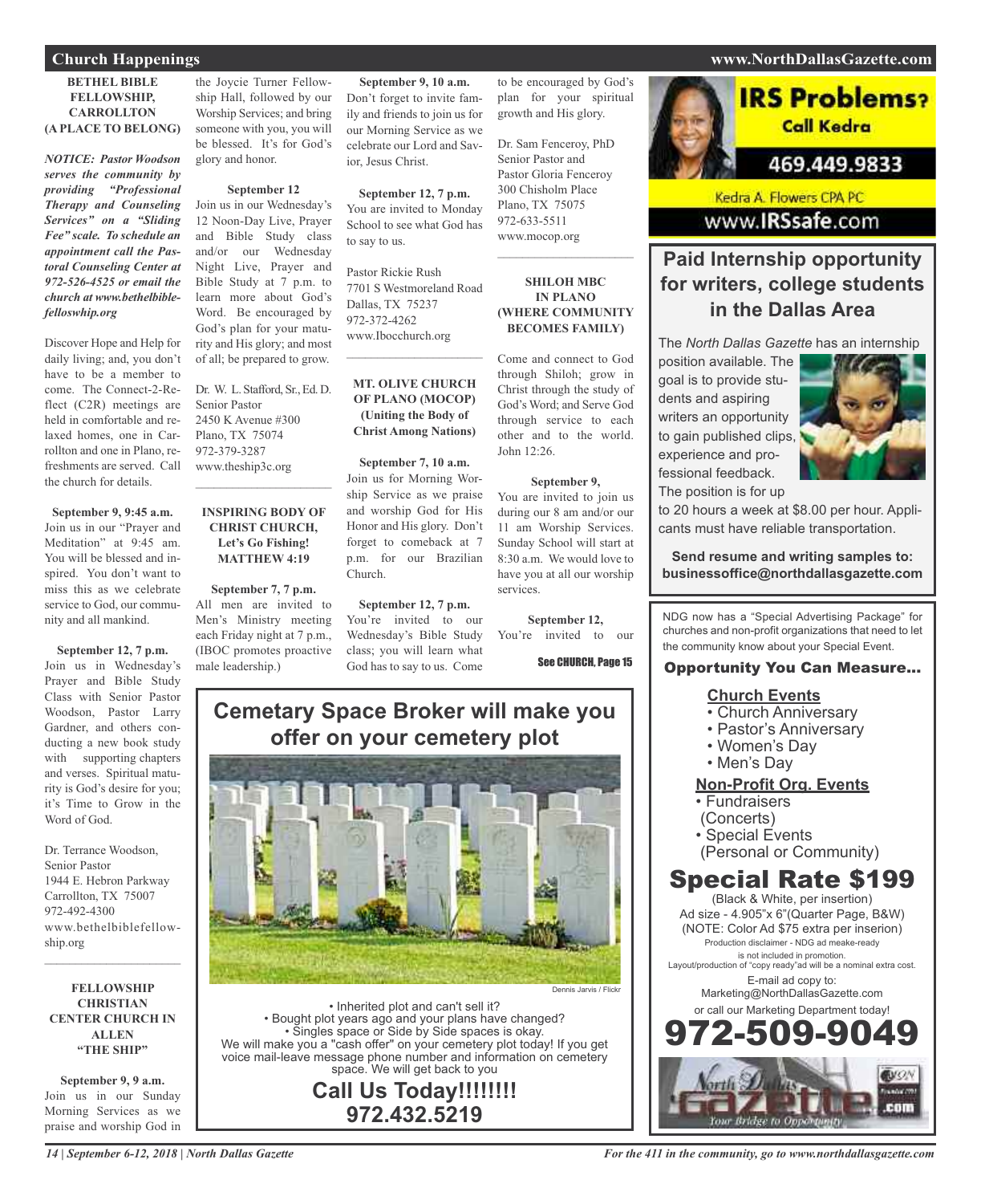# Church Happenings

### BETHEL BIBLE FELLOWSHIP, CARROLLTON (A PLACE TO BELONG)

***NOTICE: Pastor Woodson serves the community by providing "Professional Therapy and Counseling Services" on a "Sliding Fee" scale. To schedule an appointment call the Pastoral Counseling Center at 972-526-4525 or email the church at www.bethelbiblefelloswhip.org***

Discover Hope and Help for daily living; and, you don't have to be a member to come. The Connect-2-Reflect (C2R) meetings are held in comfortable and relaxed homes, one in Carrollton and one in Plano, refreshments are served. Call the church for details.

**September 9, 9:45 a.m.**
Join us in our "Prayer and Meditation" at 9:45 am. You will be blessed and inspired. You don't want to miss this as we celebrate service to God, our community and all mankind.

**September 12, 7 p.m.**
Join us in Wednesday's Prayer and Bible Study Class with Senior Pastor Woodson, Pastor Larry Gardner, and others conducting a new book study with supporting chapters and verses. Spiritual maturity is God's desire for you; it's Time to Grow in the Word of God.

Dr. Terrance Woodson,
Senior Pastor
1944 E. Hebron Parkway
Carrollton, TX 75007
972-492-4300
www.bethelbiblefellowship.org

---

### FELLOWSHIP CHRISTIAN CENTER CHURCH IN ALLEN "THE SHIP"

**September 9, 9 a.m.**
Join us in our Sunday Morning Services as we praise and worship God in the Joycie Turner Fellowship Hall, followed by our Worship Services; and bring someone with you, you will be blessed. It's for God's glory and honor.

**September 12**
Join us in our Wednesday's 12 Noon-Day Live, Prayer and Bible Study class and/or our Wednesday Night Live, Prayer and Bible Study at 7 p.m. to learn more about God's Word. Be encouraged by God's plan for your maturity and His glory; and most of all; be prepared to grow.

Dr. W. L. Stafford, Sr., Ed. D.
Senior Pastor
2450 K Avenue #300
Plano, TX 75074
972-379-3287
www.theship3c.org

---

### INSPIRING BODY OF CHRIST CHURCH, Let's Go Fishing! MATTHEW 4:19

**September 7, 7 p.m.**
All men are invited to Men's Ministry meeting each Friday night at 7 p.m., (IBOC promotes proactive male leadership.)

**September 9, 10 a.m.**
Don't forget to invite family and friends to join us for our Morning Service as we celebrate our Lord and Savior, Jesus Christ.

**September 12, 7 p.m.**
You are invited to Monday School to see what God has to say to us.

Pastor Rickie Rush
7701 S Westmoreland Road
Dallas, TX 75237
972-372-4262
www.Ibocchurch.org

---

### MT. OLIVE CHURCH OF PLANO (MOCOP) (Uniting the Body of Christ Among Nations)

**September 7, 10 a.m.**
Join us for Morning Worship Service as we praise and worship God for His Honor and His glory. Don't forget to comeback at 7 p.m. for our Brazilian Church.

**September 12, 7 p.m.**
You're invited to our Wednesday's Bible Study class; you will learn what God has to say to us. Come to be encouraged by God's plan for your spiritual growth and His glory.

Dr. Sam Fenceroy, PhD
Senior Pastor and
Pastor Gloria Fenceroy
300 Chisholm Place
Plano, TX 75075
972-633-5511
www.mocop.org

---

### SHILOH MBC IN PLANO (WHERE COMMUNITY BECOMES FAMILY)

Come and connect to God through Shiloh; grow in Christ through the study of God's Word; and Serve God through service to each other and to the world. John 12:26.

**September 9,**
You are invited to join us during our 8 am and/or our 11 am Worship Services. Sunday School will start at 8:30 a.m. We would love to have you at all our worship services.

**September 12,**
You're invited to our

See CHURCH, Page 15

---

## Cemetery Space Broker will make you offer on your cemetery plot

Dennis Jarvis / Flickr

- Inherited plot and can't sell it?
- Bought plot years ago and your plans have changed?
- Singles space or Side by Side spaces is okay.

We will make you a "cash offer" on your cemetery plot today! If you get voice mail-leave message phone number and information on cemetery space. We will get back to you

**Call Us Today!!!!!!!!**
**972.432.5219**

---

**IRS Problems? Call Kedra**
469.449.9833
Kedra A. Flowers CPA PC
www.IRSsafe.com

---

## Paid Internship opportunity for writers, college students in the Dallas Area

The *North Dallas Gazette* has an internship position available. The goal is to provide students and aspiring writers an opportunity to gain published clips, experience and professional feedback. The position is for up to 20 hours a week at $8.00 per hour. Applicants must have reliable transportation.

**Send resume and writing samples to: businessoffice@northdallasgazette.com**

---

NDG now has a "Special Advertising Package" for churches and non-profit organizations that need to let the community know about your Special Event.

**Opportunity You Can Measure...**

**Church Events**
- Church Anniversary
- Pastor's Anniversary
- Women's Day
- Men's Day

**Non-Profit Org. Events**
- Fundraisers (Concerts)
- Special Events (Personal or Community)

## Special Rate $199
(Black & White, per insertion)
Ad size - 4.905"x 6"(Quarter Page, B&W)
(NOTE: Color Ad $75 extra per inserion)
Production disclaimer - NDG ad meake-ready is not included in promotion.
Layout/production of "copy ready"ad will be a nominal extra cost.
E-mail ad copy to:
Marketing@NorthDallasGazette.com
or call our Marketing Department today!

**972-509-9049**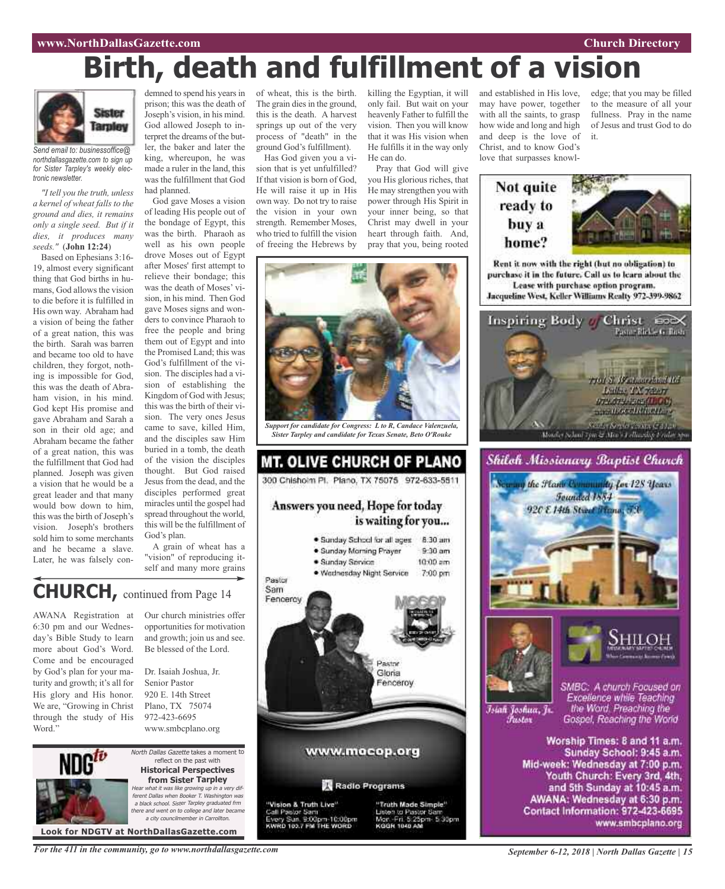# Birth, death and fulfillment of a vision

Sister Tarpley

*Send email to: businessoffice@northdallasgazette.com to sign up for Sister Tarpley's weekly electronic newsletter.*

*"I tell you the truth, unless a kernel of wheat falls to the ground and dies, it remains only a single seed. But if it dies, it produces many seeds."* (**John 12:24**)

Based on Ephesians 3:16-19, almost every significant thing that God births in humans, God allows the vision to die before it is fulfilled in His own way. Abraham had a vision of being the father of a great nation, this was the birth. Sarah was barren and became too old to have children, they forgot, nothing is impossible for God, this was the death of Abraham vision, in his mind. God kept His promise and gave Abraham and Sarah a son in their old age; and Abraham became the father of a great nation, this was the fulfillment that God had planned. Joseph was given a vision that he would be a great leader and that many would bow down to him, this was the birth of Joseph's vision. Joseph's brothers sold him to some merchants and he became a slave. Later, he was falsely condemned to spend his years in prison; this was the death of Joseph's vision, in his mind. God allowed Joseph to interpret the dreams of the butler, the baker and later the king, whereupon, he was made a ruler in the land, this was the fulfillment that God had planned.

God gave Moses a vision of leading His people out of the bondage of Egypt, this was the birth. Pharaoh as well as his own people drove Moses out of Egypt after Moses' first attempt to relieve their bondage; this was the death of Moses' vision, in his mind. Then God gave Moses signs and wonders to convince Pharaoh to free the people and bring them out of Egypt and into the Promised Land; this was God's fulfillment of the vision. The disciples had a vision of establishing the Kingdom of God with Jesus; this was the birth of their vision. The very ones Jesus came to save, killed Him, and the disciples saw Him buried in a tomb, the death of the vision the disciples thought. But God raised Jesus from the dead, and the disciples performed great miracles until the gospel had spread throughout the world, this will be the fulfillment of God's plan.

A grain of wheat has a "vision" of reproducing itself and many more grains of wheat, this is the birth. The grain dies in the ground, this is the death. A harvest springs up out of the very process of "death" in the ground God's fulfillment).

Has God given you a vision that is yet unfulfilled? If that vision is born of God, He will raise it up in His own way. Do not try to raise the vision in your own strength. Remember Moses, who tried to fulfill the vision of freeing the Hebrews by killing the Egyptian, it will only fail. But wait on your heavenly Father to fulfill the vision. Then you will know that it was His vision when He fulfills it in the way only He can do.

Pray that God will give you His glorious riches, that He may strengthen you with power through His Spirit in your inner being, so that Christ may dwell in your heart through faith. And, pray that you, being rooted and established in His love, may have power, together with all the saints, to grasp how wide and long and high and deep is the love of Christ, and to know God's love that surpasses knowledge; that you may be filled to the measure of all your fullness. Pray in the name of Jesus and trust God to do it.

*Support for candidate for Congress: L to R, Candace Valenzuela, Sister Tarpley and candidate for Texas Senate, Beto O'Rouke*

## CHURCH, continued from Page 14

AWANA Registration at 6:30 pm and our Wednesday's Bible Study to learn more about God's Word. Come and be encouraged by God's plan for your maturity and growth; it's all for His glory and His honor. We are, "Growing in Christ through the study of His Word."

Our church ministries offer opportunities for motivation and growth; join us and see. Be blessed of the Lord.

Dr. Isaiah Joshua, Jr.
Senior Pastor
920 E. 14th Street
Plano, TX 75074
972-423-6695
www.smbcplano.org

NDG tv

*North Dallas Gazette* takes a moment to reflect on the past with **Historical Perspectives from Sister Tarpley**
*Hear what it was like growing up in a very different Dallas when Booker T. Washington was a black school. Sister Tarpley graduated frm there and went on to college and later became a city councilmember in Carrollton.*

**Look for NDGTV at NorthDallasGazette.com**

## MT. OLIVE CHURCH OF PLANO

300 Chisholm Pl. Plano, TX 75075 972-633-5511

**Answers you need, Hope for today is waiting for you...**

- Sunday School for all ages 8:30 am
- Sunday Morning Prayer 9:30 am
- Sunday Service 10:00 am
- Wednesday Night Service 7:00 pm

Pastor Sam Fenceroy

Pastor Gloria Fenceroy

www.mocop.org

Radio Programs

"Vision & Truth Live" Call Pastor Sam Every Sun. 9:00pm-10:00pm KWRD 100.7 FM THE WORD

"Truth Made Simple" Listen to Pastor Sam Mon.-Fri. 5:25pm-5:30pm KGGR 1040 AM

**Not quite ready to buy a home?**

**Rent it now with the right (but no obligation) to purchase it in the future. Call us to learn about the Lease with purchase option program. Jacqueline West, Keller Williams Realty 972-399-9862**

## Inspiring Body of Christ

Pastor Rickie G. Rush

7701 S. Westmoreland Rd
Dallas, TX 75237
972-372-4262 (IBOC)
www.IBOCCHURCH.org

## Shiloh Missionary Baptist Church

Serving the Plano Community for 128 Years
Founded 1884
920 E 14th Street Plano, TX

SHILOH Missionary Baptist Church

Isiah Joshua, Jr. Pastor

SMBC: A church Focused on Excellence while Teaching the Word. Preaching the Gospel, Reaching the World

**Worship Times: 8 and 11 a.m.**
**Sunday School: 9:45 a.m.**
**Mid-week: Wednesday at 7:00 p.m.**
**Youth Church: Every 3rd, 4th, and 5th Sunday at 10:45 a.m.**
**AWANA: Wednesday at 6:30 p.m.**
**Contact Information: 972-423-6695**
**www.smbcplano.org**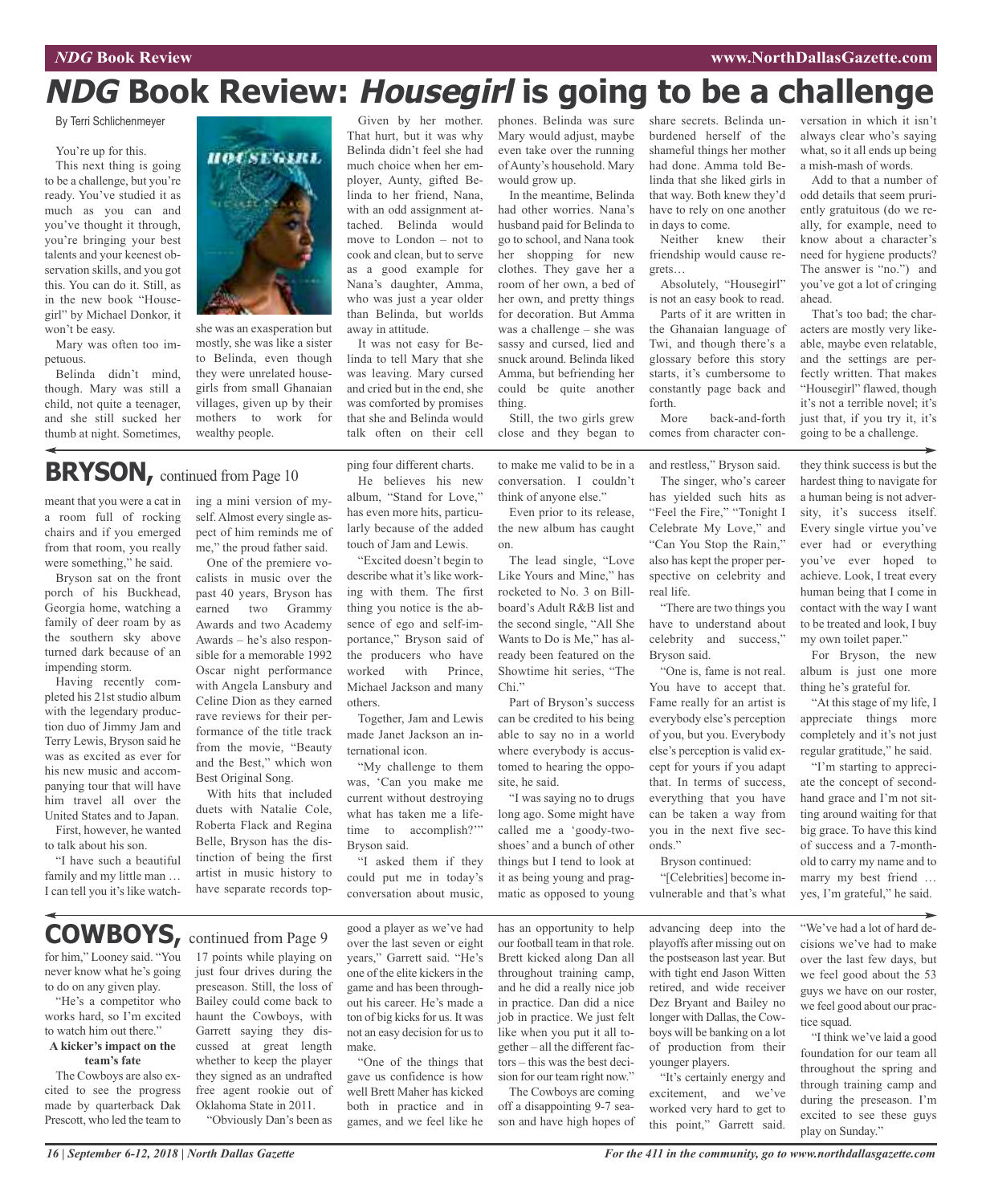# NDG Book Review: *Housegirl* is going to be a challenge

By Terri Schlichenmeyer

You're up for this.

This next thing is going to be a challenge, but you're ready. You've studied it as much as you can and you've thought it through, you're bringing your best talents and your keenest observation skills, and you got this. You can do it. Still, as in the new book "Housegirl" by Michael Donkor, it won't be easy.

Mary was often too impetuous.

Belinda didn't mind, though. Mary was still a child, not quite a teenager, and she still sucked her thumb at night. Sometimes, she was an exasperation but mostly, she was like a sister to Belinda, even though they were unrelated housegirls from small Ghanaian villages, given up by their mothers to work for wealthy people.

Given by her mother. That hurt, but it was why Belinda didn't feel she had much choice when her employer, Aunty, gifted Belinda to her friend, Nana, with an odd assignment attached. Belinda would move to London – not to cook and clean, but to serve as a good example for Nana's daughter, Amma, who was just a year older than Belinda, but worlds away in attitude.

It was not easy for Belinda to tell Mary that she was leaving. Mary cursed and cried but in the end, she was comforted by promises that she and Belinda would talk often on their cell phones. Belinda was sure Mary would adjust, maybe even take over the running of Aunty's household. Mary would grow up.

In the meantime, Belinda had other worries. Nana's husband paid for Belinda to go to school, and Nana took her shopping for new clothes. They gave her a room of her own, a bed of her own, and pretty things for decoration. But Amma was a challenge – she was sassy and cursed, lied and snuck around. Belinda liked Amma, but befriending her could be quite another thing.

Still, the two girls grew close and they began to share secrets. Belinda unburdened herself of the shameful things her mother had done. Amma told Belinda that she liked girls in that way. Both knew they'd have to rely on one another in days to come.

Neither knew their friendship would cause regrets…

Absolutely, "Housegirl" is not an easy book to read.

Parts of it are written in the Ghanaian language of Twi, and though there's a glossary before this story starts, it's cumbersome to constantly page back and forth.

More back-and-forth comes from character conversation in which it isn't always clear who's saying what, so it all ends up being a mish-mash of words.

Add to that a number of odd details that seem pruriently gratuitous (do we really, for example, need to know about a character's need for hygiene products? The answer is "no.") and you've got a lot of cringing ahead.

That's too bad; the characters are mostly very likeable, maybe even relatable, and the settings are perfectly written. That makes "Housegirl" flawed, though it's not a terrible novel; it's just that, if you try it, it's going to be a challenge.

## BRYSON, continued from Page 10

meant that you were a cat in a room full of rocking chairs and if you emerged from that room, you really were something," he said.

Bryson sat on the front porch of his Buckhead, Georgia home, watching a family of deer roam by as the southern sky above turned dark because of an impending storm.

Having recently completed his 21st studio album with the legendary production duo of Jimmy Jam and Terry Lewis, Bryson said he was as excited as ever for his new music and accompanying tour that will have him travel all over the United States and to Japan.

First, however, he wanted to talk about his son.

"I have such a beautiful family and my little man … I can tell you it's like watching a mini version of myself. Almost every single aspect of him reminds me of me," the proud father said.

One of the premiere vocalists in music over the past 40 years, Bryson has earned two Grammy Awards and two Academy Awards – he's also responsible for a memorable 1992 Oscar night performance with Angela Lansbury and Celine Dion as they earned rave reviews for their performance of the title track from the movie, "Beauty and the Best," which won Best Original Song.

With hits that included duets with Natalie Cole, Roberta Flack and Regina Belle, Bryson has the distinction of being the first artist in music history to have separate records topping four different charts.

He believes his new album, "Stand for Love," has even more hits, particularly because of the added touch of Jam and Lewis.

"Excited doesn't begin to describe what it's like working with them. The first thing you notice is the absence of ego and self-importance," Bryson said of the producers who have worked with Prince, Michael Jackson and many others.

Together, Jam and Lewis made Janet Jackson an international icon.

"My challenge to them was, 'Can you make me current without destroying what has taken me a lifetime to accomplish?'" Bryson said.

"I asked them if they could put me in today's conversation about music, to make me valid to be in a conversation. I couldn't think of anyone else."

Even prior to its release, the new album has caught on.

The lead single, "Love Like Yours and Mine," has rocketed to No. 3 on Billboard's Adult R&B list and the second single, "All She Wants to Do is Me," has already been featured on the Showtime hit series, "The Chi."

Part of Bryson's success can be credited to his being able to say no in a world where everybody is accustomed to hearing the opposite, he said.

"I was saying no to drugs long ago. Some might have called me a 'goody-two-shoes' and a bunch of other things but I tend to look at it as being young and pragmatic as opposed to young and restless," Bryson said.

The singer, who's career has yielded such hits as "Feel the Fire," "Tonight I Celebrate My Love," and "Can You Stop the Rain," also has kept the proper perspective on celebrity and real life.

"There are two things you have to understand about celebrity and success," Bryson said.

"One is, fame is not real. You have to accept that. Fame really for an artist is everybody else's perception of you, but you. Everybody else's perception is valid except for yours if you adapt that. In terms of success, everything that you have can be taken a way from you in the next five seconds."

Bryson continued:

"[Celebrities] become invulnerable and that's what they think success is but the hardest thing to navigate for a human being is not adversity, it's success itself. Every single virtue you've ever had or everything you've ever hoped to achieve. Look, I treat every human being that I come in contact with the way I want to be treated and look, I buy my own toilet paper."

For Bryson, the new album is just one more thing he's grateful for.

"At this stage of my life, I appreciate things more completely and it's not just regular gratitude," he said.

"I'm starting to appreciate the concept of second-hand grace and I'm not sitting around waiting for that big grace. To have this kind of success and a 7-month-old to carry my name and to marry my best friend … yes, I'm grateful," he said.

## COWBOYS, continued from Page 9

for him," Looney said. "You never know what he's going to do on any given play.

"He's a competitor who works hard, so I'm excited to watch him out there."

**A kicker's impact on the team's fate**

The Cowboys are also excited to see the progress made by quarterback Dak Prescott, who led the team to 17 points while playing on just four drives during the preseason. Still, the loss of Bailey could come back to haunt the Cowboys, with Garrett saying they discussed at great length whether to keep the player they signed as an undrafted free agent rookie out of Oklahoma State in 2011.

"Obviously Dan's been as good a player as we've had over the last seven or eight years," Garrett said. "He's one of the elite kickers in the game and has been throughout his career. He's made a ton of big kicks for us. It was not an easy decision for us to make.

"One of the things that gave us confidence is how well Brett Maher has kicked both in practice and in games, and we feel like he has an opportunity to help our football team in that role. Brett kicked along Dan all throughout training camp, and he did a really nice job in practice. Dan did a nice job in practice. We just felt like when you put it all together – all the different factors – this was the best decision for our team right now."

The Cowboys are coming off a disappointing 9-7 season and have high hopes of advancing deep into the playoffs after missing out on the postseason last year. But with tight end Jason Witten retired, and wide receiver Dez Bryant and Bailey no longer with Dallas, the Cowboys will be banking on a lot of production from their younger players.

"It's certainly energy and excitement, and we've worked very hard to get to this point," Garrett said. "We've had a lot of hard decisions we've had to make over the last few days, but we feel good about the 53 guys we have on our roster, we feel good about our practice squad.

"I think we've laid a good foundation for our team all throughout the spring and through training camp and during the preseason. I'm excited to see these guys play on Sunday."